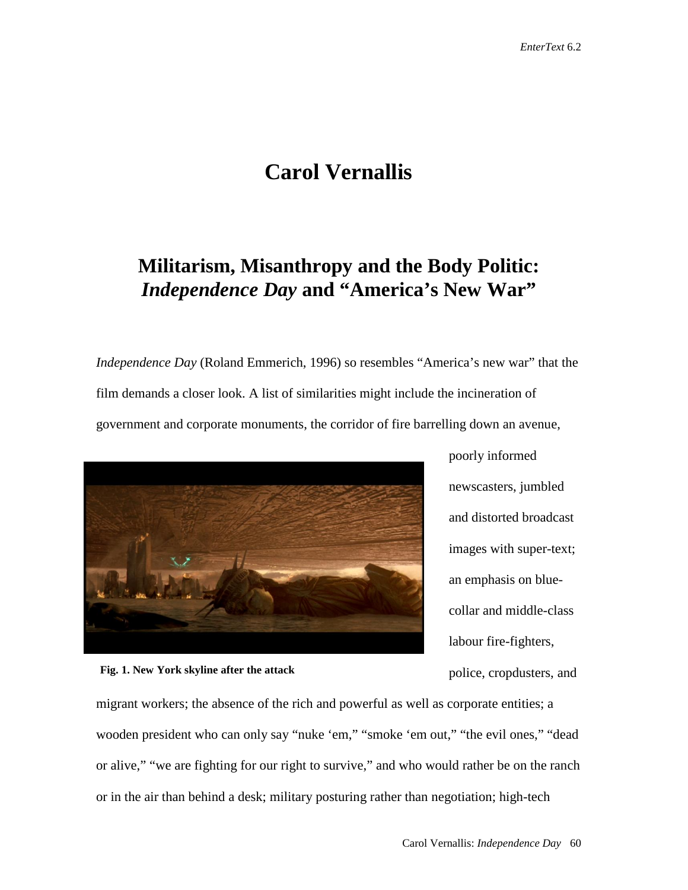# Carol Vernallis

## Militarism, Misanthropy and the Body Politic: *Independence Day* and "America's New War"

*Independence Day* (Roland Emmerich, 1996) so resembles "America's new war" that the film demands a closer look. A list of similarities might include the incineration of government and corporate monuments, the corridor of fire barrelling down an avenue, poorly informed newscasters, jumbled and distorted broadcast images with super-text; an emphasis on blue-collar and middle-class labour fire-fighters, police, cropdusters, and migrant workers; the absence of the rich and powerful as well as corporate entities; a wooden president who can only say "nuke 'em," "smoke 'em out," "the evil ones," "dead or alive," "we are fighting for our right to survive," and who would rather be on the ranch or in the air than behind a desk; military posturing rather than negotiation; high-tech

**Fig. 1. New York skyline after the attack**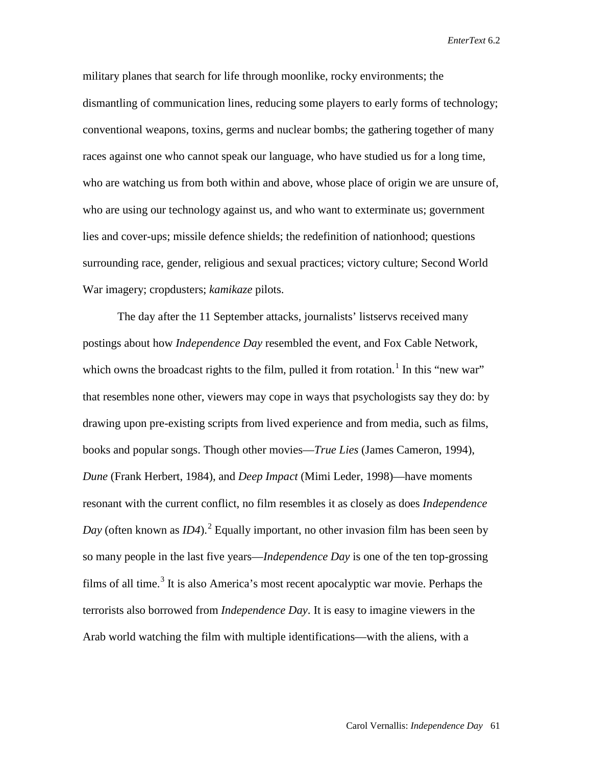military planes that search for life through moonlike, rocky environments; the dismantling of communication lines, reducing some players to early forms of technology; conventional weapons, toxins, germs and nuclear bombs; the gathering together of many races against one who cannot speak our language, who have studied us for a long time, who are watching us from both within and above, whose place of origin we are unsure of, who are using our technology against us, and who want to exterminate us; government lies and cover-ups; missile defence shields; the redefinition of nationhood; questions surrounding race, gender, religious and sexual practices; victory culture; Second World War imagery; cropdusters; *kamikaze* pilots.

The day after the 11 September attacks, journalists' listservs received many postings about how *Independence Day* resembled the event, and Fox Cable Network, which owns the broadcast rights to the film, pulled it from rotation.[1] In this "new war" that resembles none other, viewers may cope in ways that psychologists say they do: by drawing upon pre-existing scripts from lived experience and from media, such as films, books and popular songs. Though other movies—*True Lies* (James Cameron, 1994), *Dune* (Frank Herbert, 1984), and *Deep Impact* (Mimi Leder, 1998)—have moments resonant with the current conflict, no film resembles it as closely as does *Independence Day* (often known as *ID4*).[2] Equally important, no other invasion film has been seen by so many people in the last five years—*Independence Day* is one of the ten top-grossing films of all time.[3] It is also America's most recent apocalyptic war movie. Perhaps the terrorists also borrowed from *Independence Day*. It is easy to imagine viewers in the Arab world watching the film with multiple identifications—with the aliens, with a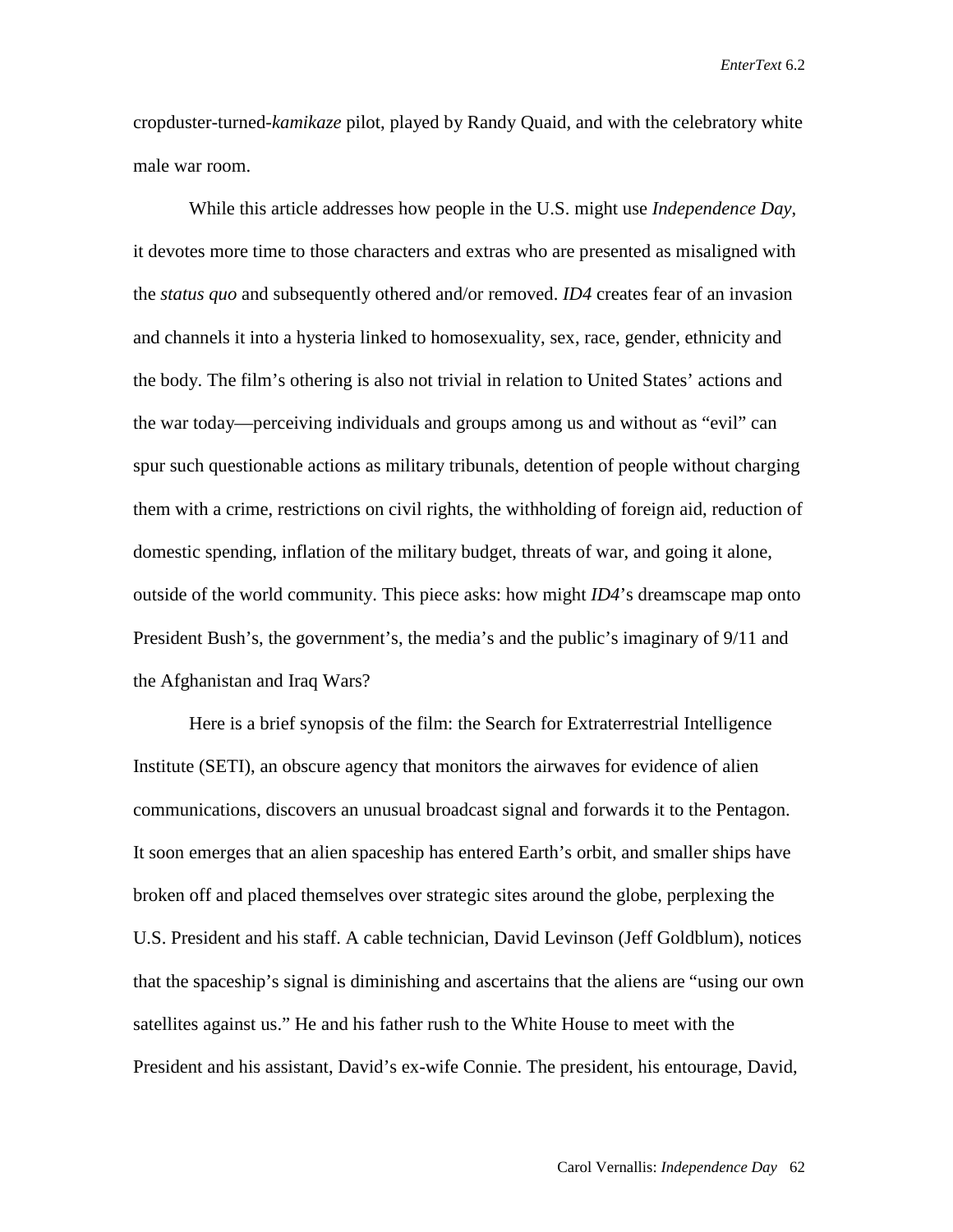cropduster-turned-*kamikaze* pilot, played by Randy Quaid, and with the celebratory white male war room.

While this article addresses how people in the U.S. might use *Independence Day*, it devotes more time to those characters and extras who are presented as misaligned with the *status quo* and subsequently othered and/or removed. *ID4* creates fear of an invasion and channels it into a hysteria linked to homosexuality, sex, race, gender, ethnicity and the body. The film's othering is also not trivial in relation to United States' actions and the war today—perceiving individuals and groups among us and without as "evil" can spur such questionable actions as military tribunals, detention of people without charging them with a crime, restrictions on civil rights, the withholding of foreign aid, reduction of domestic spending, inflation of the military budget, threats of war, and going it alone, outside of the world community. This piece asks: how might *ID4*'s dreamscape map onto President Bush's, the government's, the media's and the public's imaginary of 9/11 and the Afghanistan and Iraq Wars?

Here is a brief synopsis of the film: the Search for Extraterrestrial Intelligence Institute (SETI), an obscure agency that monitors the airwaves for evidence of alien communications, discovers an unusual broadcast signal and forwards it to the Pentagon. It soon emerges that an alien spaceship has entered Earth's orbit, and smaller ships have broken off and placed themselves over strategic sites around the globe, perplexing the U.S. President and his staff. A cable technician, David Levinson (Jeff Goldblum), notices that the spaceship's signal is diminishing and ascertains that the aliens are "using our own satellites against us." He and his father rush to the White House to meet with the President and his assistant, David's ex-wife Connie. The president, his entourage, David,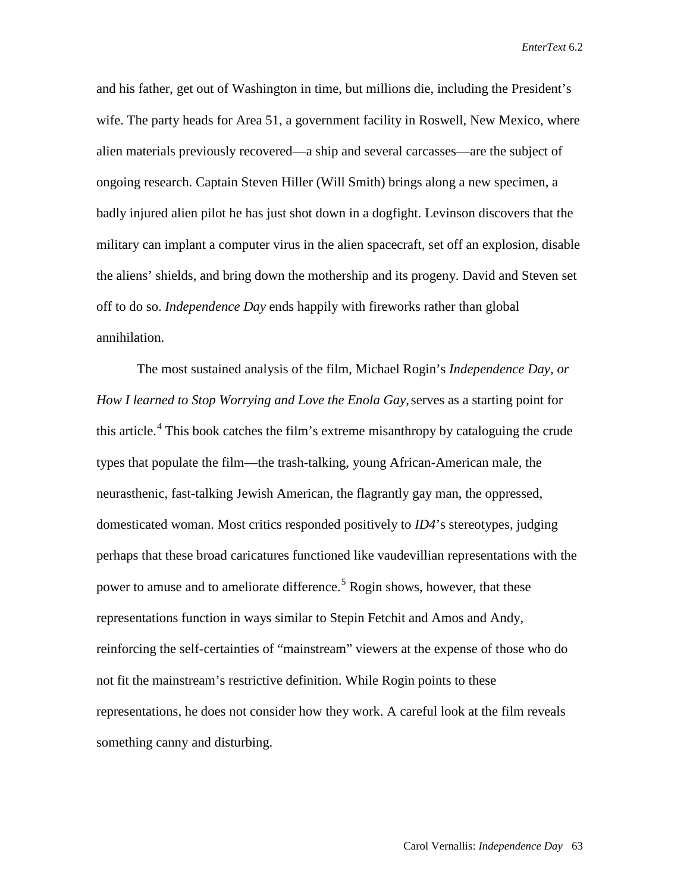and his father, get out of Washington in time, but millions die, including the President's wife. The party heads for Area 51, a government facility in Roswell, New Mexico, where alien materials previously recovered—a ship and several carcasses—are the subject of ongoing research. Captain Steven Hiller (Will Smith) brings along a new specimen, a badly injured alien pilot he has just shot down in a dogfight. Levinson discovers that the military can implant a computer virus in the alien spacecraft, set off an explosion, disable the aliens' shields, and bring down the mothership and its progeny. David and Steven set off to do so. *Independence Day* ends happily with fireworks rather than global annihilation.

The most sustained analysis of the film, Michael Rogin's *Independence Day, or How I learned to Stop Worrying and Love the Enola Gay*, serves as a starting point for this article.[4] This book catches the film's extreme misanthropy by cataloguing the crude types that populate the film—the trash-talking, young African-American male, the neurasthenic, fast-talking Jewish American, the flagrantly gay man, the oppressed, domesticated woman. Most critics responded positively to *ID4*'s stereotypes, judging perhaps that these broad caricatures functioned like vaudevillian representations with the power to amuse and to ameliorate difference.[5] Rogin shows, however, that these representations function in ways similar to Stepin Fetchit and Amos and Andy, reinforcing the self-certainties of "mainstream" viewers at the expense of those who do not fit the mainstream's restrictive definition. While Rogin points to these representations, he does not consider how they work. A careful look at the film reveals something canny and disturbing.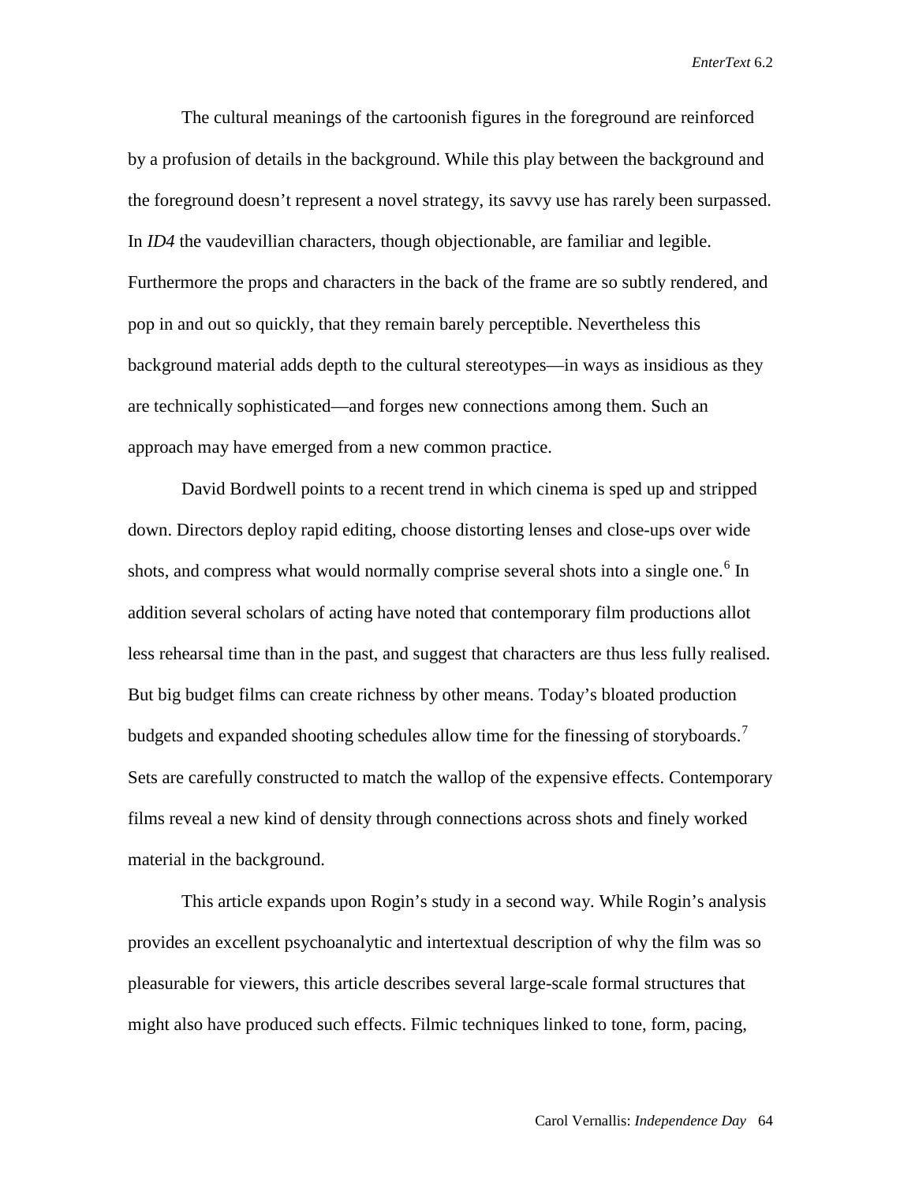The cultural meanings of the cartoonish figures in the foreground are reinforced by a profusion of details in the background. While this play between the background and the foreground doesn't represent a novel strategy, its savvy use has rarely been surpassed. In *ID4* the vaudevillian characters, though objectionable, are familiar and legible. Furthermore the props and characters in the back of the frame are so subtly rendered, and pop in and out so quickly, that they remain barely perceptible. Nevertheless this background material adds depth to the cultural stereotypes—in ways as insidious as they are technically sophisticated—and forges new connections among them. Such an approach may have emerged from a new common practice.

David Bordwell points to a recent trend in which cinema is sped up and stripped down. Directors deploy rapid editing, choose distorting lenses and close-ups over wide shots, and compress what would normally comprise several shots into a single one.[6] In addition several scholars of acting have noted that contemporary film productions allot less rehearsal time than in the past, and suggest that characters are thus less fully realised. But big budget films can create richness by other means. Today's bloated production budgets and expanded shooting schedules allow time for the finessing of storyboards.[7] Sets are carefully constructed to match the wallop of the expensive effects. Contemporary films reveal a new kind of density through connections across shots and finely worked material in the background.

This article expands upon Rogin's study in a second way. While Rogin's analysis provides an excellent psychoanalytic and intertextual description of why the film was so pleasurable for viewers, this article describes several large-scale formal structures that might also have produced such effects. Filmic techniques linked to tone, form, pacing,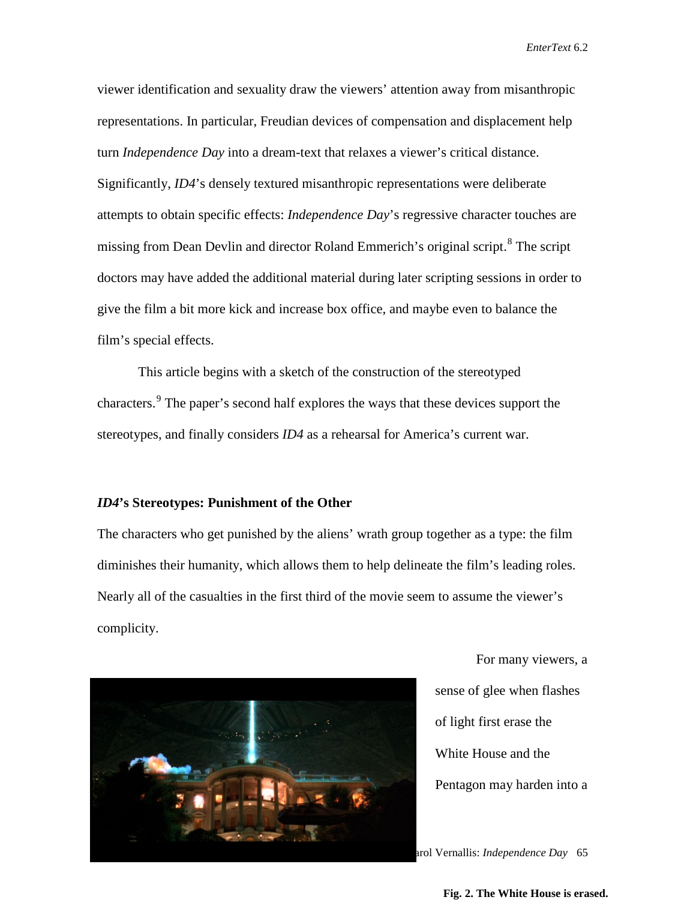viewer identification and sexuality draw the viewers' attention away from misanthropic representations. In particular, Freudian devices of compensation and displacement help turn *Independence Day* into a dream-text that relaxes a viewer's critical distance. Significantly, *ID4*'s densely textured misanthropic representations were deliberate attempts to obtain specific effects: *Independence Day*'s regressive character touches are missing from Dean Devlin and director Roland Emmerich's original script.[8] The script doctors may have added the additional material during later scripting sessions in order to give the film a bit more kick and increase box office, and maybe even to balance the film's special effects.

This article begins with a sketch of the construction of the stereotyped characters.[9] The paper's second half explores the ways that these devices support the stereotypes, and finally considers *ID4* as a rehearsal for America's current war.

## *ID4*'s Stereotypes: Punishment of the Other

The characters who get punished by the aliens' wrath group together as a type: the film diminishes their humanity, which allows them to help delineate the film's leading roles. Nearly all of the casualties in the first third of the movie seem to assume the viewer's complicity.

For many viewers, a sense of glee when flashes of light first erase the White House and the Pentagon may harden into a

**Fig. 2. The White House is erased.**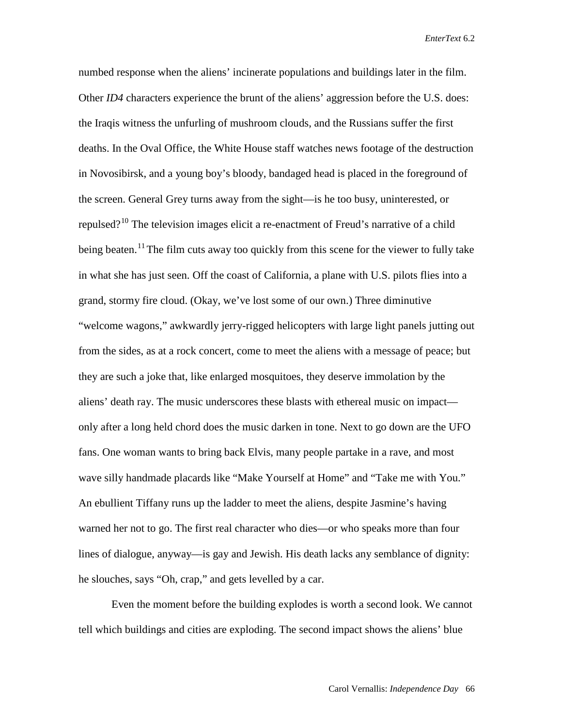numbed response when the aliens' incinerate populations and buildings later in the film. Other *ID4* characters experience the brunt of the aliens' aggression before the U.S. does: the Iraqis witness the unfurling of mushroom clouds, and the Russians suffer the first deaths. In the Oval Office, the White House staff watches news footage of the destruction in Novosibirsk, and a young boy's bloody, bandaged head is placed in the foreground of the screen. General Grey turns away from the sight—is he too busy, uninterested, or repulsed?[10] The television images elicit a re-enactment of Freud's narrative of a child being beaten.[11] The film cuts away too quickly from this scene for the viewer to fully take in what she has just seen. Off the coast of California, a plane with U.S. pilots flies into a grand, stormy fire cloud. (Okay, we've lost some of our own.) Three diminutive "welcome wagons," awkwardly jerry-rigged helicopters with large light panels jutting out from the sides, as at a rock concert, come to meet the aliens with a message of peace; but they are such a joke that, like enlarged mosquitoes, they deserve immolation by the aliens' death ray. The music underscores these blasts with ethereal music on impact—only after a long held chord does the music darken in tone. Next to go down are the UFO fans. One woman wants to bring back Elvis, many people partake in a rave, and most wave silly handmade placards like "Make Yourself at Home" and "Take me with You." An ebullient Tiffany runs up the ladder to meet the aliens, despite Jasmine's having warned her not to go. The first real character who dies—or who speaks more than four lines of dialogue, anyway—is gay and Jewish. His death lacks any semblance of dignity: he slouches, says "Oh, crap," and gets levelled by a car.

Even the moment before the building explodes is worth a second look. We cannot tell which buildings and cities are exploding. The second impact shows the aliens' blue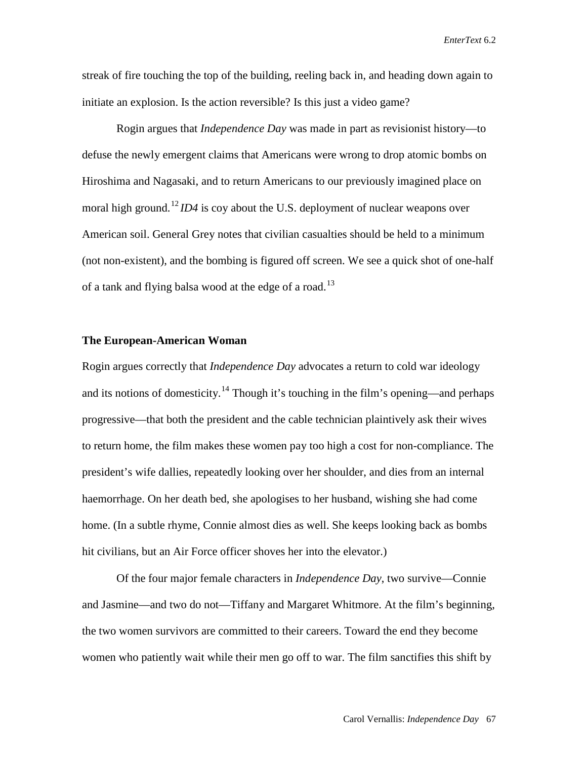streak of fire touching the top of the building, reeling back in, and heading down again to initiate an explosion. Is the action reversible? Is this just a video game?

Rogin argues that *Independence Day* was made in part as revisionist history—to defuse the newly emergent claims that Americans were wrong to drop atomic bombs on Hiroshima and Nagasaki, and to return Americans to our previously imagined place on moral high ground.[12] *ID4* is coy about the U.S. deployment of nuclear weapons over American soil. General Grey notes that civilian casualties should be held to a minimum (not non-existent), and the bombing is figured off screen. We see a quick shot of one-half of a tank and flying balsa wood at the edge of a road.[13]

## The European-American Woman

Rogin argues correctly that *Independence Day* advocates a return to cold war ideology and its notions of domesticity.[14] Though it's touching in the film's opening—and perhaps progressive—that both the president and the cable technician plaintively ask their wives to return home, the film makes these women pay too high a cost for non-compliance. The president's wife dallies, repeatedly looking over her shoulder, and dies from an internal haemorrhage. On her death bed, she apologises to her husband, wishing she had come home. (In a subtle rhyme, Connie almost dies as well. She keeps looking back as bombs hit civilians, but an Air Force officer shoves her into the elevator.)

Of the four major female characters in *Independence Day*, two survive—Connie and Jasmine—and two do not—Tiffany and Margaret Whitmore. At the film's beginning, the two women survivors are committed to their careers. Toward the end they become women who patiently wait while their men go off to war. The film sanctifies this shift by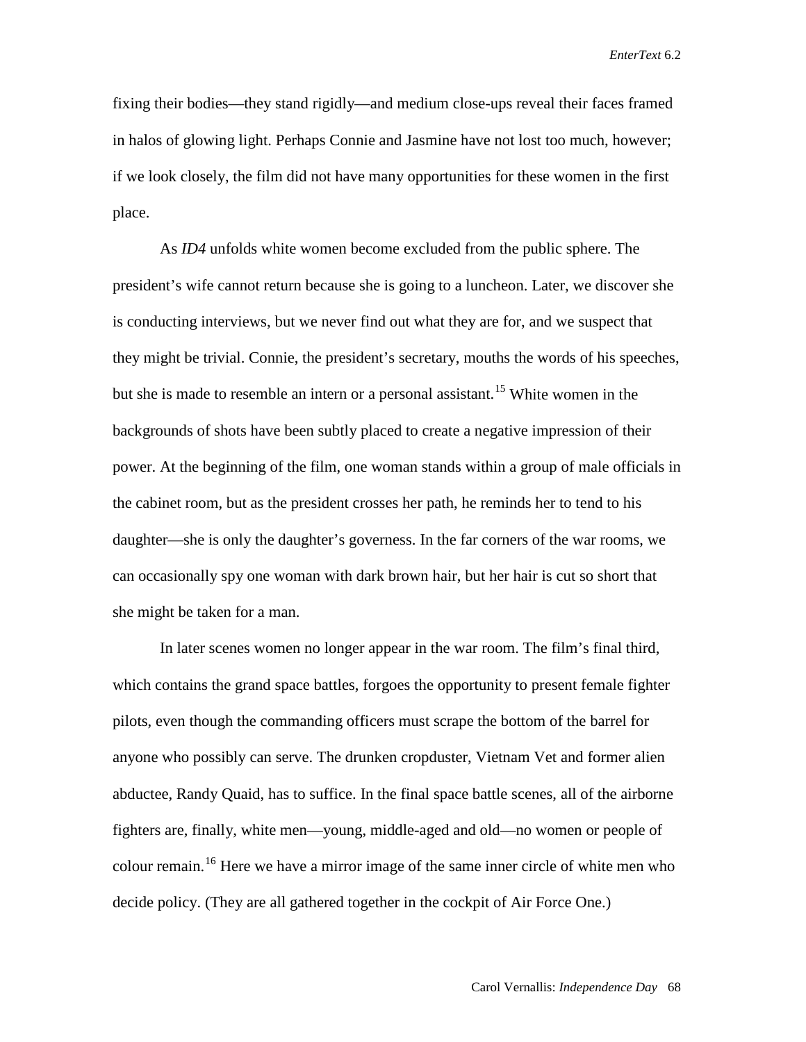fixing their bodies—they stand rigidly—and medium close-ups reveal their faces framed in halos of glowing light. Perhaps Connie and Jasmine have not lost too much, however; if we look closely, the film did not have many opportunities for these women in the first place.

As *ID4* unfolds white women become excluded from the public sphere. The president's wife cannot return because she is going to a luncheon. Later, we discover she is conducting interviews, but we never find out what they are for, and we suspect that they might be trivial. Connie, the president's secretary, mouths the words of his speeches, but she is made to resemble an intern or a personal assistant.[15] White women in the backgrounds of shots have been subtly placed to create a negative impression of their power. At the beginning of the film, one woman stands within a group of male officials in the cabinet room, but as the president crosses her path, he reminds her to tend to his daughter—she is only the daughter's governess. In the far corners of the war rooms, we can occasionally spy one woman with dark brown hair, but her hair is cut so short that she might be taken for a man.

In later scenes women no longer appear in the war room. The film's final third, which contains the grand space battles, forgoes the opportunity to present female fighter pilots, even though the commanding officers must scrape the bottom of the barrel for anyone who possibly can serve. The drunken cropduster, Vietnam Vet and former alien abductee, Randy Quaid, has to suffice. In the final space battle scenes, all of the airborne fighters are, finally, white men—young, middle-aged and old—no women or people of colour remain.[16] Here we have a mirror image of the same inner circle of white men who decide policy. (They are all gathered together in the cockpit of Air Force One.)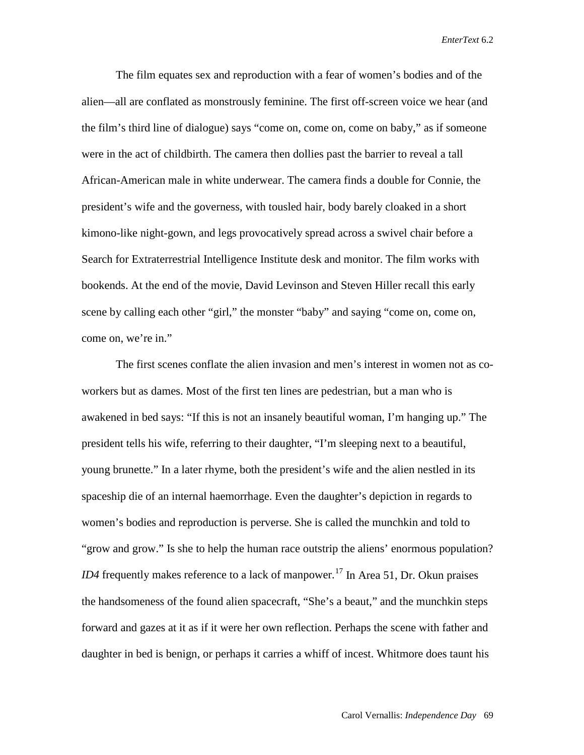The film equates sex and reproduction with a fear of women's bodies and of the alien—all are conflated as monstrously feminine. The first off-screen voice we hear (and the film's third line of dialogue) says "come on, come on, come on baby," as if someone were in the act of childbirth. The camera then dollies past the barrier to reveal a tall African-American male in white underwear. The camera finds a double for Connie, the president's wife and the governess, with tousled hair, body barely cloaked in a short kimono-like night-gown, and legs provocatively spread across a swivel chair before a Search for Extraterrestrial Intelligence Institute desk and monitor. The film works with bookends. At the end of the movie, David Levinson and Steven Hiller recall this early scene by calling each other "girl," the monster "baby" and saying "come on, come on, come on, we're in."

The first scenes conflate the alien invasion and men's interest in women not as co-workers but as dames. Most of the first ten lines are pedestrian, but a man who is awakened in bed says: "If this is not an insanely beautiful woman, I'm hanging up." The president tells his wife, referring to their daughter, "I'm sleeping next to a beautiful, young brunette." In a later rhyme, both the president's wife and the alien nestled in its spaceship die of an internal haemorrhage. Even the daughter's depiction in regards to women's bodies and reproduction is perverse. She is called the munchkin and told to "grow and grow." Is she to help the human race outstrip the aliens' enormous population? *ID4* frequently makes reference to a lack of manpower.[17] In Area 51, Dr. Okun praises the handsomeness of the found alien spacecraft, "She's a beaut," and the munchkin steps forward and gazes at it as if it were her own reflection. Perhaps the scene with father and daughter in bed is benign, or perhaps it carries a whiff of incest. Whitmore does taunt his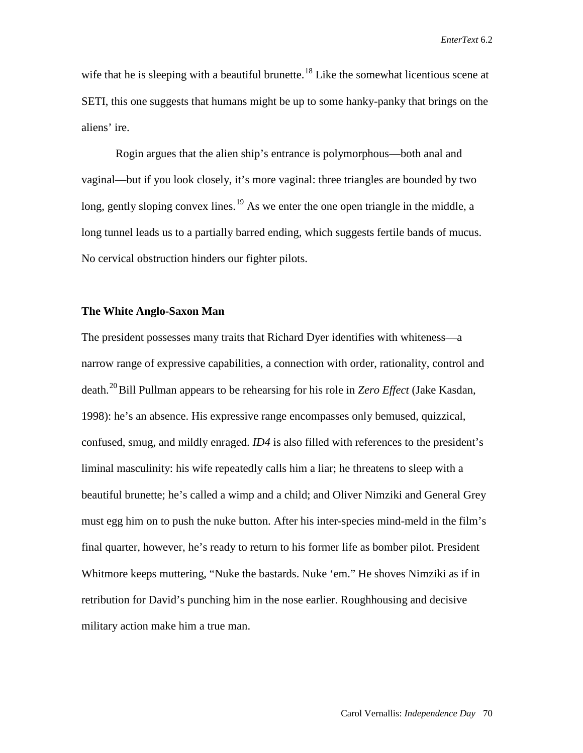wife that he is sleeping with a beautiful brunette.[18] Like the somewhat licentious scene at SETI, this one suggests that humans might be up to some hanky-panky that brings on the aliens' ire.

Rogin argues that the alien ship's entrance is polymorphous—both anal and vaginal—but if you look closely, it's more vaginal: three triangles are bounded by two long, gently sloping convex lines.[19] As we enter the one open triangle in the middle, a long tunnel leads us to a partially barred ending, which suggests fertile bands of mucus. No cervical obstruction hinders our fighter pilots.

**The White Anglo-Saxon Man**

The president possesses many traits that Richard Dyer identifies with whiteness—a narrow range of expressive capabilities, a connection with order, rationality, control and death.[20] Bill Pullman appears to be rehearsing for his role in *Zero Effect* (Jake Kasdan, 1998): he's an absence. His expressive range encompasses only bemused, quizzical, confused, smug, and mildly enraged. *ID4* is also filled with references to the president's liminal masculinity: his wife repeatedly calls him a liar; he threatens to sleep with a beautiful brunette; he's called a wimp and a child; and Oliver Nimziki and General Grey must egg him on to push the nuke button. After his inter-species mind-meld in the film's final quarter, however, he's ready to return to his former life as bomber pilot. President Whitmore keeps muttering, "Nuke the bastards. Nuke 'em." He shoves Nimziki as if in retribution for David's punching him in the nose earlier. Roughhousing and decisive military action make him a true man.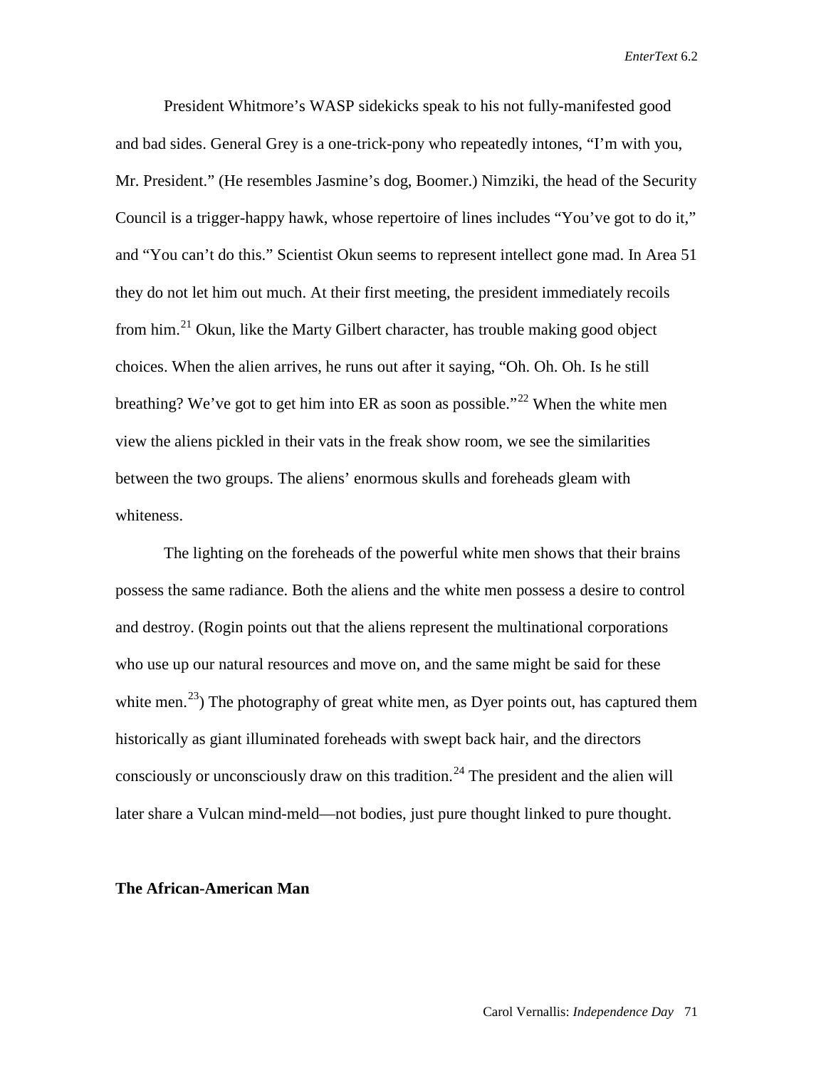President Whitmore’s WASP sidekicks speak to his not fully-manifested good and bad sides. General Grey is a one-trick-pony who repeatedly intones, “I’m with you, Mr. President.” (He resembles Jasmine’s dog, Boomer.) Nimziki, the head of the Security Council is a trigger-happy hawk, whose repertoire of lines includes “You’ve got to do it,” and “You can’t do this.” Scientist Okun seems to represent intellect gone mad. In Area 51 they do not let him out much. At their first meeting, the president immediately recoils from him.[21] Okun, like the Marty Gilbert character, has trouble making good object choices. When the alien arrives, he runs out after it saying, “Oh. Oh. Oh. Is he still breathing? We’ve got to get him into ER as soon as possible.”[22] When the white men view the aliens pickled in their vats in the freak show room, we see the similarities between the two groups. The aliens’ enormous skulls and foreheads gleam with whiteness.

The lighting on the foreheads of the powerful white men shows that their brains possess the same radiance. Both the aliens and the white men possess a desire to control and destroy. (Rogin points out that the aliens represent the multinational corporations who use up our natural resources and move on, and the same might be said for these white men.[23]) The photography of great white men, as Dyer points out, has captured them historically as giant illuminated foreheads with swept back hair, and the directors consciously or unconsciously draw on this tradition.[24] The president and the alien will later share a Vulcan mind-meld—not bodies, just pure thought linked to pure thought.

### The African-American Man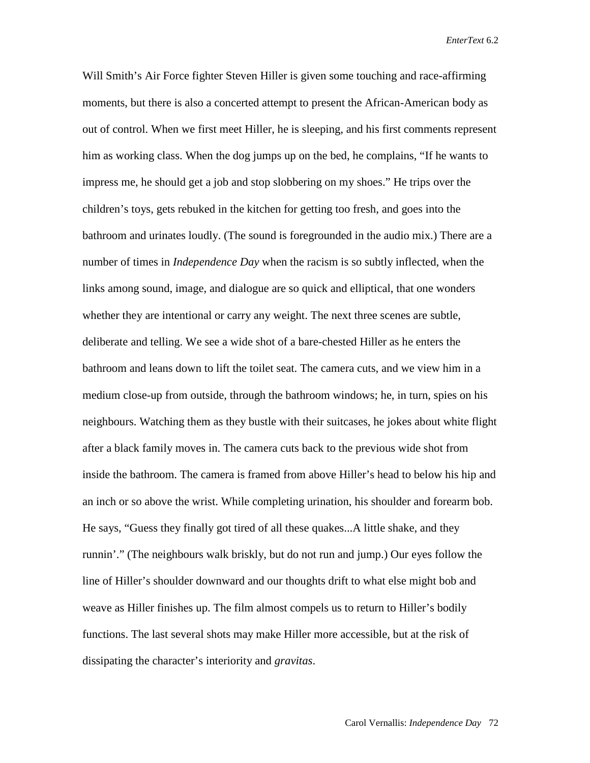Will Smith's Air Force fighter Steven Hiller is given some touching and race-affirming moments, but there is also a concerted attempt to present the African-American body as out of control. When we first meet Hiller, he is sleeping, and his first comments represent him as working class. When the dog jumps up on the bed, he complains, "If he wants to impress me, he should get a job and stop slobbering on my shoes." He trips over the children's toys, gets rebuked in the kitchen for getting too fresh, and goes into the bathroom and urinates loudly. (The sound is foregrounded in the audio mix.) There are a number of times in *Independence Day* when the racism is so subtly inflected, when the links among sound, image, and dialogue are so quick and elliptical, that one wonders whether they are intentional or carry any weight. The next three scenes are subtle, deliberate and telling. We see a wide shot of a bare-chested Hiller as he enters the bathroom and leans down to lift the toilet seat. The camera cuts, and we view him in a medium close-up from outside, through the bathroom windows; he, in turn, spies on his neighbours. Watching them as they bustle with their suitcases, he jokes about white flight after a black family moves in. The camera cuts back to the previous wide shot from inside the bathroom. The camera is framed from above Hiller's head to below his hip and an inch or so above the wrist. While completing urination, his shoulder and forearm bob. He says, "Guess they finally got tired of all these quakes...A little shake, and they runnin'." (The neighbours walk briskly, but do not run and jump.) Our eyes follow the line of Hiller's shoulder downward and our thoughts drift to what else might bob and weave as Hiller finishes up. The film almost compels us to return to Hiller's bodily functions. The last several shots may make Hiller more accessible, but at the risk of dissipating the character's interiority and *gravitas*.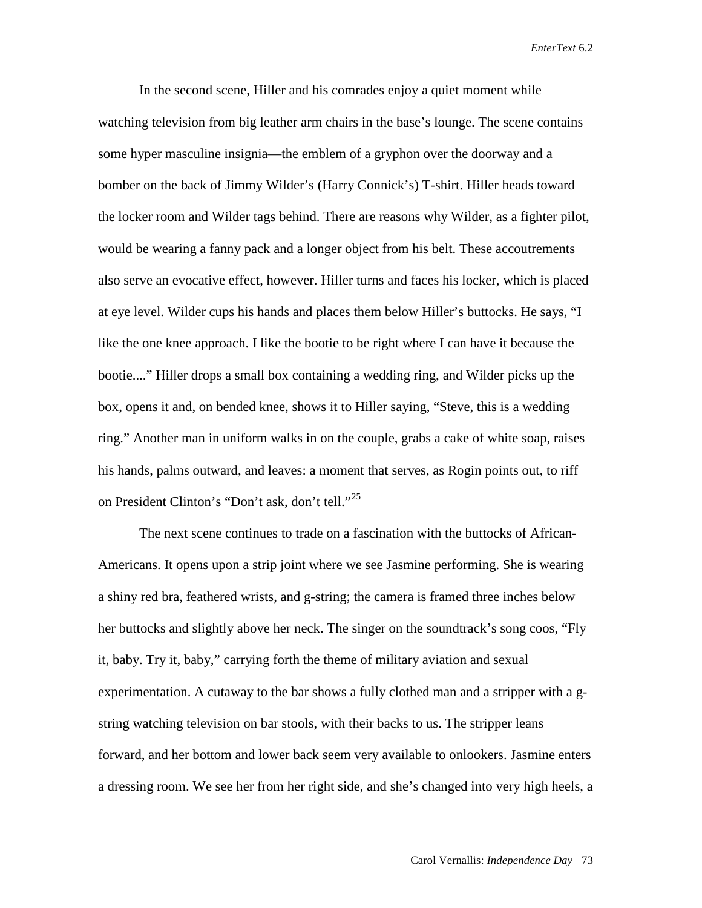In the second scene, Hiller and his comrades enjoy a quiet moment while watching television from big leather arm chairs in the base's lounge. The scene contains some hyper masculine insignia—the emblem of a gryphon over the doorway and a bomber on the back of Jimmy Wilder's (Harry Connick's) T-shirt. Hiller heads toward the locker room and Wilder tags behind. There are reasons why Wilder, as a fighter pilot, would be wearing a fanny pack and a longer object from his belt. These accoutrements also serve an evocative effect, however. Hiller turns and faces his locker, which is placed at eye level. Wilder cups his hands and places them below Hiller's buttocks. He says, "I like the one knee approach. I like the bootie to be right where I can have it because the bootie...." Hiller drops a small box containing a wedding ring, and Wilder picks up the box, opens it and, on bended knee, shows it to Hiller saying, "Steve, this is a wedding ring." Another man in uniform walks in on the couple, grabs a cake of white soap, raises his hands, palms outward, and leaves: a moment that serves, as Rogin points out, to riff on President Clinton's "Don't ask, don't tell."[25]

The next scene continues to trade on a fascination with the buttocks of African-Americans. It opens upon a strip joint where we see Jasmine performing. She is wearing a shiny red bra, feathered wrists, and g-string; the camera is framed three inches below her buttocks and slightly above her neck. The singer on the soundtrack's song coos, "Fly it, baby. Try it, baby," carrying forth the theme of military aviation and sexual experimentation. A cutaway to the bar shows a fully clothed man and a stripper with a g-string watching television on bar stools, with their backs to us. The stripper leans forward, and her bottom and lower back seem very available to onlookers. Jasmine enters a dressing room. We see her from her right side, and she's changed into very high heels, a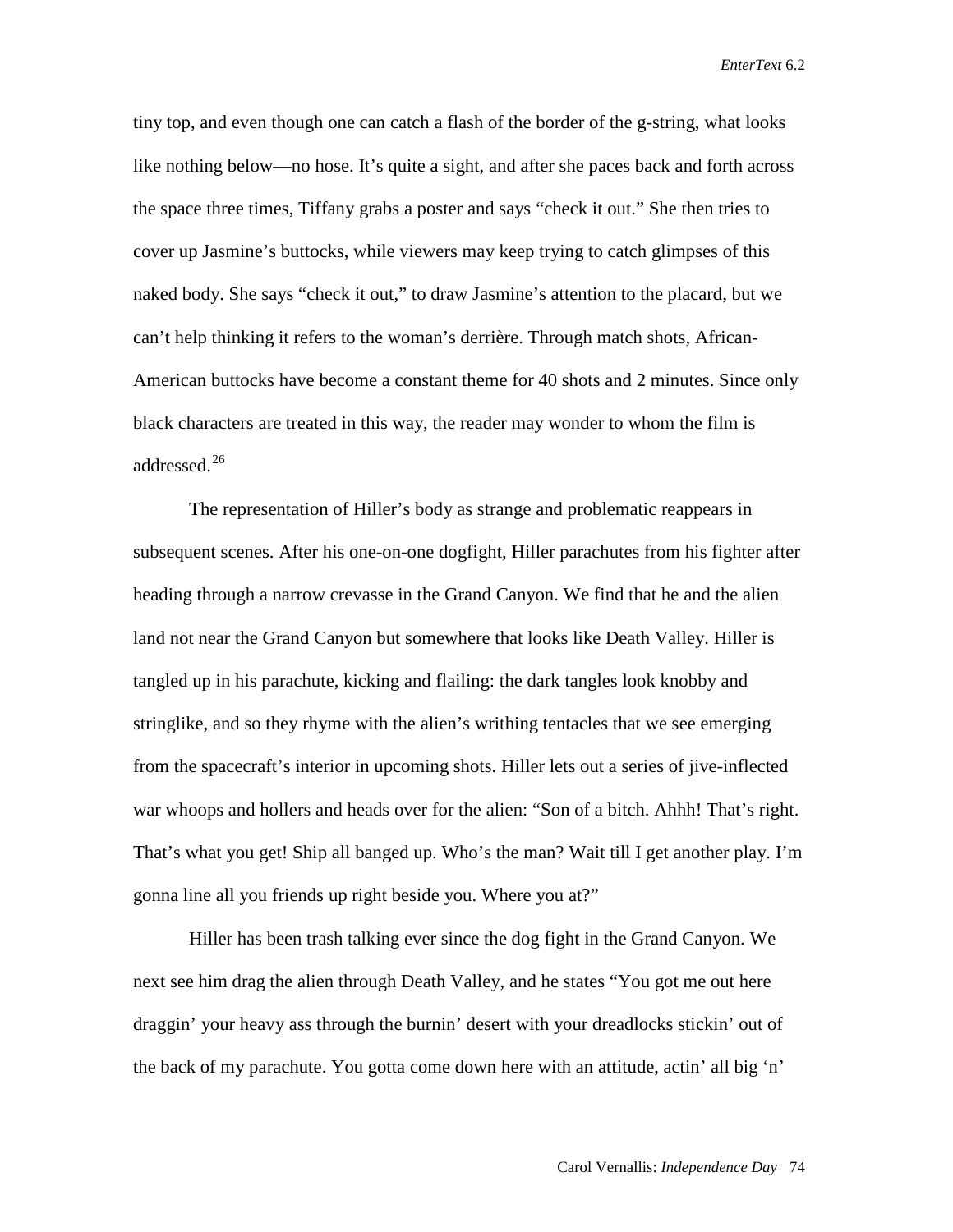tiny top, and even though one can catch a flash of the border of the g-string, what looks like nothing below—no hose. It's quite a sight, and after she paces back and forth across the space three times, Tiffany grabs a poster and says "check it out." She then tries to cover up Jasmine's buttocks, while viewers may keep trying to catch glimpses of this naked body. She says "check it out," to draw Jasmine's attention to the placard, but we can't help thinking it refers to the woman's derrière. Through match shots, African-American buttocks have become a constant theme for 40 shots and 2 minutes. Since only black characters are treated in this way, the reader may wonder to whom the film is addressed.[26]

The representation of Hiller's body as strange and problematic reappears in subsequent scenes. After his one-on-one dogfight, Hiller parachutes from his fighter after heading through a narrow crevasse in the Grand Canyon. We find that he and the alien land not near the Grand Canyon but somewhere that looks like Death Valley. Hiller is tangled up in his parachute, kicking and flailing: the dark tangles look knobby and stringlike, and so they rhyme with the alien's writhing tentacles that we see emerging from the spacecraft's interior in upcoming shots. Hiller lets out a series of jive-inflected war whoops and hollers and heads over for the alien: "Son of a bitch. Ahhh! That's right. That's what you get! Ship all banged up. Who's the man? Wait till I get another play. I'm gonna line all you friends up right beside you. Where you at?"

Hiller has been trash talking ever since the dog fight in the Grand Canyon. We next see him drag the alien through Death Valley, and he states "You got me out here draggin' your heavy ass through the burnin' desert with your dreadlocks stickin' out of the back of my parachute. You gotta come down here with an attitude, actin' all big 'n'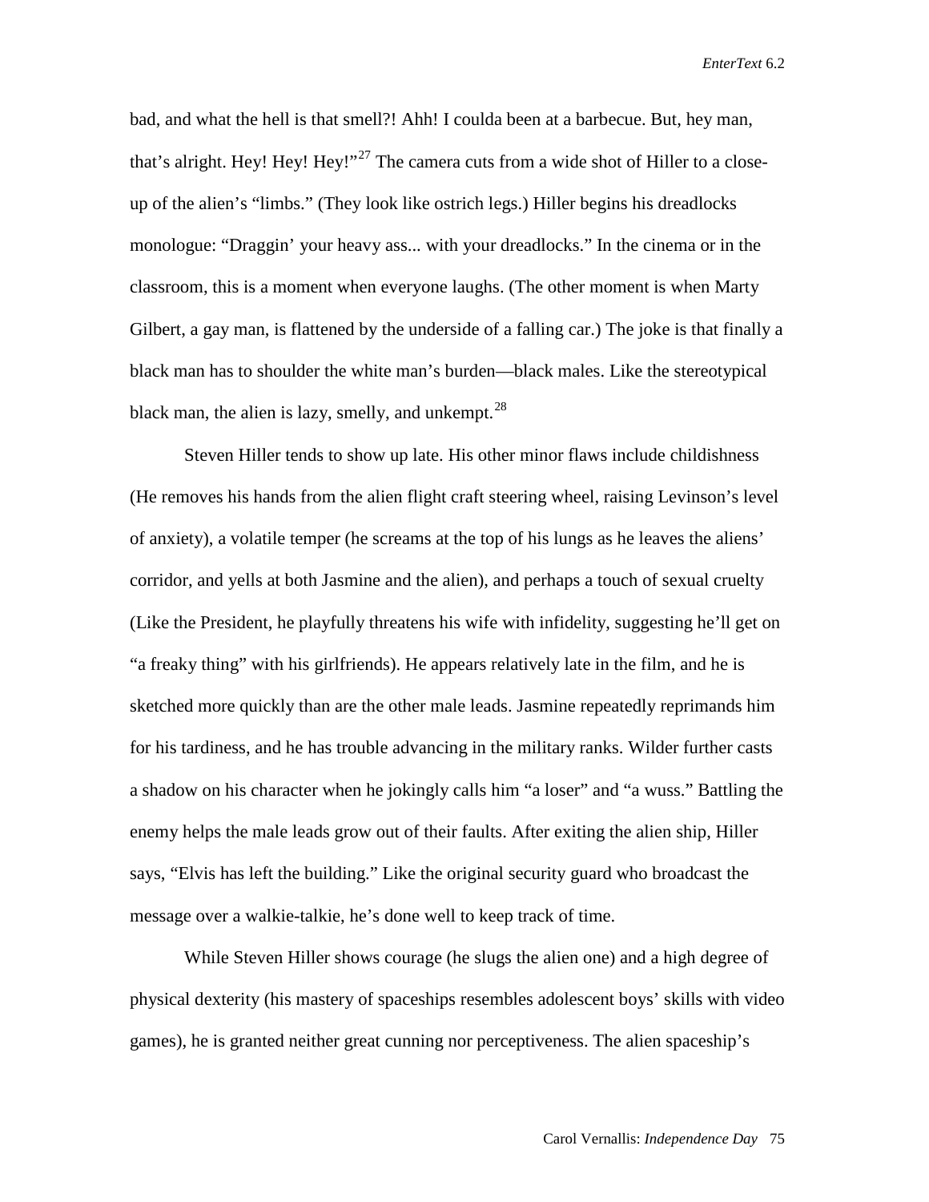bad, and what the hell is that smell?! Ahh! I coulda been at a barbecue. But, hey man, that's alright. Hey! Hey! Hey!"[27] The camera cuts from a wide shot of Hiller to a close-up of the alien's "limbs." (They look like ostrich legs.) Hiller begins his dreadlocks monologue: "Draggin' your heavy ass... with your dreadlocks." In the cinema or in the classroom, this is a moment when everyone laughs. (The other moment is when Marty Gilbert, a gay man, is flattened by the underside of a falling car.) The joke is that finally a black man has to shoulder the white man's burden—black males. Like the stereotypical black man, the alien is lazy, smelly, and unkempt.[28]

Steven Hiller tends to show up late. His other minor flaws include childishness (He removes his hands from the alien flight craft steering wheel, raising Levinson's level of anxiety), a volatile temper (he screams at the top of his lungs as he leaves the aliens' corridor, and yells at both Jasmine and the alien), and perhaps a touch of sexual cruelty (Like the President, he playfully threatens his wife with infidelity, suggesting he'll get on "a freaky thing" with his girlfriends). He appears relatively late in the film, and he is sketched more quickly than are the other male leads. Jasmine repeatedly reprimands him for his tardiness, and he has trouble advancing in the military ranks. Wilder further casts a shadow on his character when he jokingly calls him "a loser" and "a wuss." Battling the enemy helps the male leads grow out of their faults. After exiting the alien ship, Hiller says, "Elvis has left the building." Like the original security guard who broadcast the message over a walkie-talkie, he's done well to keep track of time.

While Steven Hiller shows courage (he slugs the alien one) and a high degree of physical dexterity (his mastery of spaceships resembles adolescent boys' skills with video games), he is granted neither great cunning nor perceptiveness. The alien spaceship's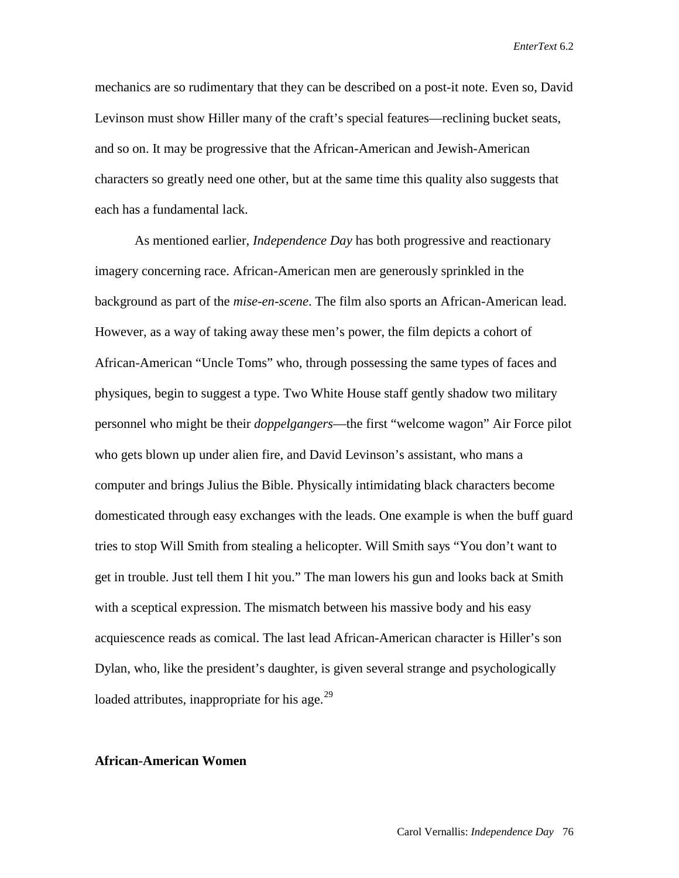mechanics are so rudimentary that they can be described on a post-it note. Even so, David Levinson must show Hiller many of the craft's special features—reclining bucket seats, and so on. It may be progressive that the African-American and Jewish-American characters so greatly need one other, but at the same time this quality also suggests that each has a fundamental lack.

As mentioned earlier, *Independence Day* has both progressive and reactionary imagery concerning race. African-American men are generously sprinkled in the background as part of the *mise-en-scene*. The film also sports an African-American lead. However, as a way of taking away these men's power, the film depicts a cohort of African-American "Uncle Toms" who, through possessing the same types of faces and physiques, begin to suggest a type. Two White House staff gently shadow two military personnel who might be their *doppelgangers*—the first "welcome wagon" Air Force pilot who gets blown up under alien fire, and David Levinson's assistant, who mans a computer and brings Julius the Bible. Physically intimidating black characters become domesticated through easy exchanges with the leads. One example is when the buff guard tries to stop Will Smith from stealing a helicopter. Will Smith says "You don't want to get in trouble. Just tell them I hit you." The man lowers his gun and looks back at Smith with a sceptical expression. The mismatch between his massive body and his easy acquiescence reads as comical. The last lead African-American character is Hiller's son Dylan, who, like the president's daughter, is given several strange and psychologically loaded attributes, inappropriate for his age.[29]

## African-American Women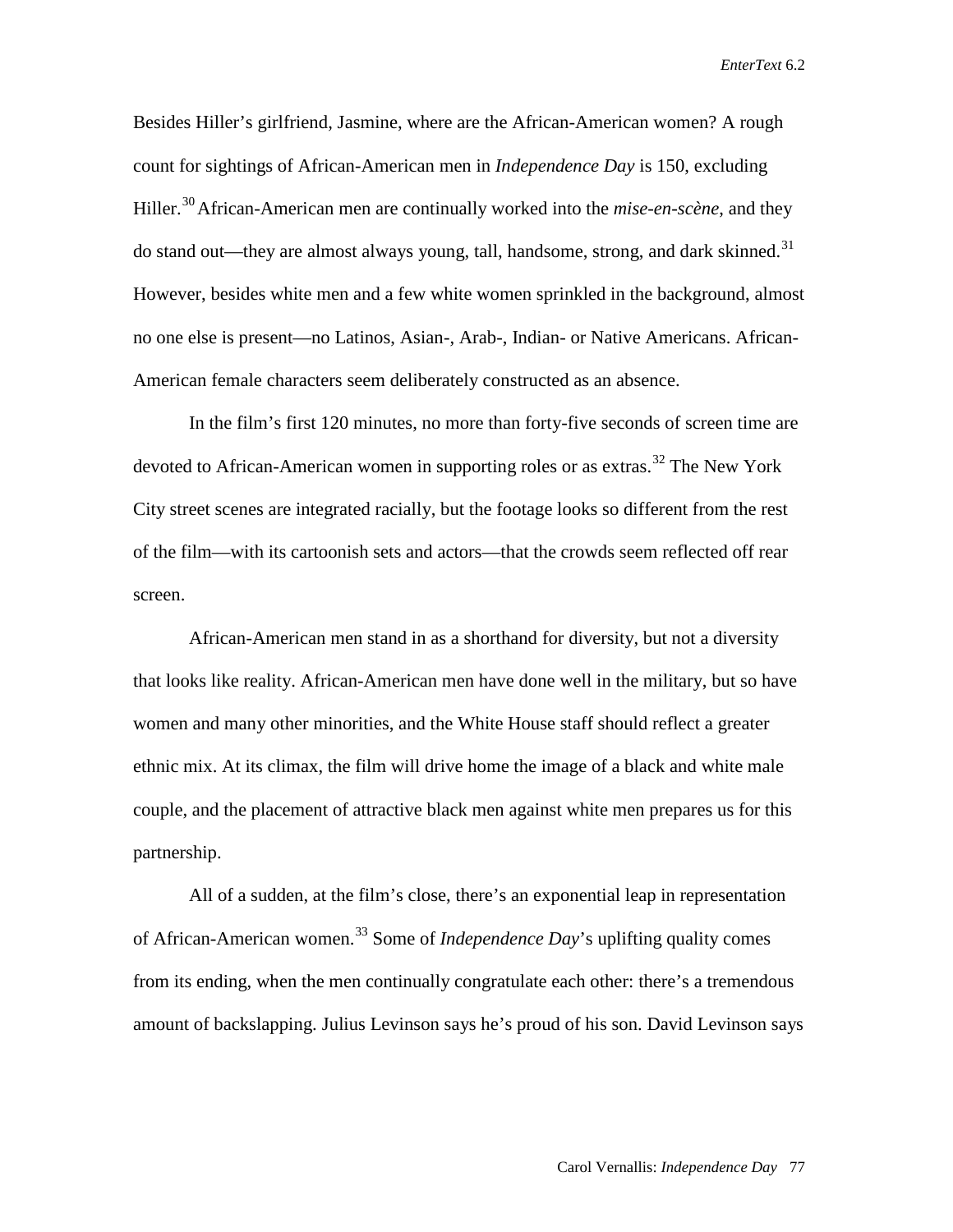Besides Hiller's girlfriend, Jasmine, where are the African-American women? A rough count for sightings of African-American men in *Independence Day* is 150, excluding Hiller.[30] African-American men are continually worked into the *mise-en-scène*, and they do stand out—they are almost always young, tall, handsome, strong, and dark skinned.[31] However, besides white men and a few white women sprinkled in the background, almost no one else is present—no Latinos, Asian-, Arab-, Indian- or Native Americans. African-American female characters seem deliberately constructed as an absence.

In the film's first 120 minutes, no more than forty-five seconds of screen time are devoted to African-American women in supporting roles or as extras.[32] The New York City street scenes are integrated racially, but the footage looks so different from the rest of the film—with its cartoonish sets and actors—that the crowds seem reflected off rear screen.

African-American men stand in as a shorthand for diversity, but not a diversity that looks like reality. African-American men have done well in the military, but so have women and many other minorities, and the White House staff should reflect a greater ethnic mix. At its climax, the film will drive home the image of a black and white male couple, and the placement of attractive black men against white men prepares us for this partnership.

All of a sudden, at the film's close, there's an exponential leap in representation of African-American women.[33] Some of *Independence Day*'s uplifting quality comes from its ending, when the men continually congratulate each other: there's a tremendous amount of backslapping. Julius Levinson says he's proud of his son. David Levinson says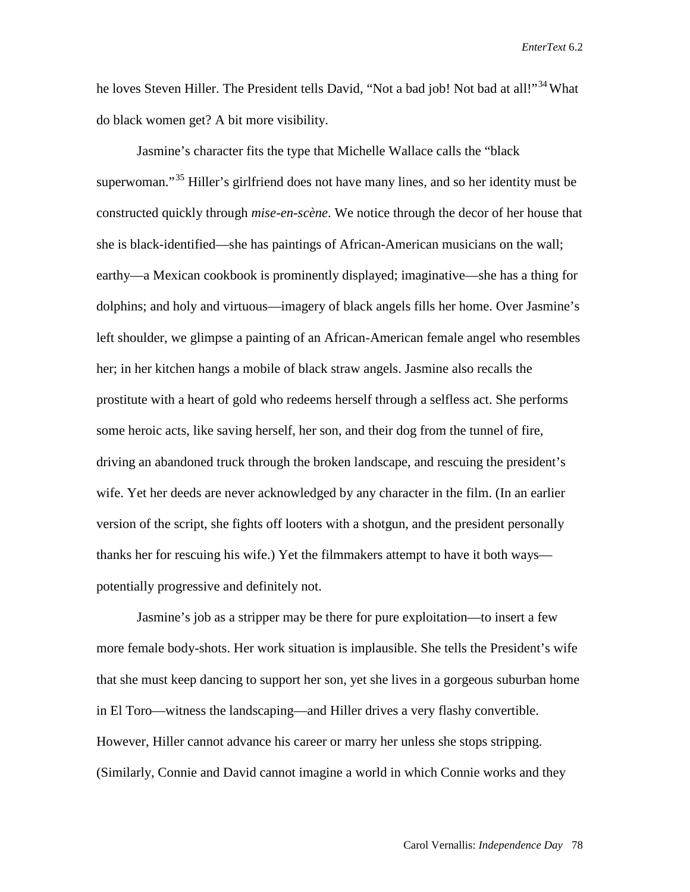he loves Steven Hiller. The President tells David, “Not a bad job! Not bad at all!”[34] What do black women get? A bit more visibility.

Jasmine’s character fits the type that Michelle Wallace calls the “black superwoman.”[35] Hiller’s girlfriend does not have many lines, and so her identity must be constructed quickly through *mise-en-scène*. We notice through the decor of her house that she is black-identified—she has paintings of African-American musicians on the wall; earthy—a Mexican cookbook is prominently displayed; imaginative—she has a thing for dolphins; and holy and virtuous—imagery of black angels fills her home. Over Jasmine’s left shoulder, we glimpse a painting of an African-American female angel who resembles her; in her kitchen hangs a mobile of black straw angels. Jasmine also recalls the prostitute with a heart of gold who redeems herself through a selfless act. She performs some heroic acts, like saving herself, her son, and their dog from the tunnel of fire, driving an abandoned truck through the broken landscape, and rescuing the president’s wife. Yet her deeds are never acknowledged by any character in the film. (In an earlier version of the script, she fights off looters with a shotgun, and the president personally thanks her for rescuing his wife.) Yet the filmmakers attempt to have it both ways—potentially progressive and definitely not.

Jasmine’s job as a stripper may be there for pure exploitation—to insert a few more female body-shots. Her work situation is implausible. She tells the President’s wife that she must keep dancing to support her son, yet she lives in a gorgeous suburban home in El Toro—witness the landscaping—and Hiller drives a very flashy convertible. However, Hiller cannot advance his career or marry her unless she stops stripping. (Similarly, Connie and David cannot imagine a world in which Connie works and they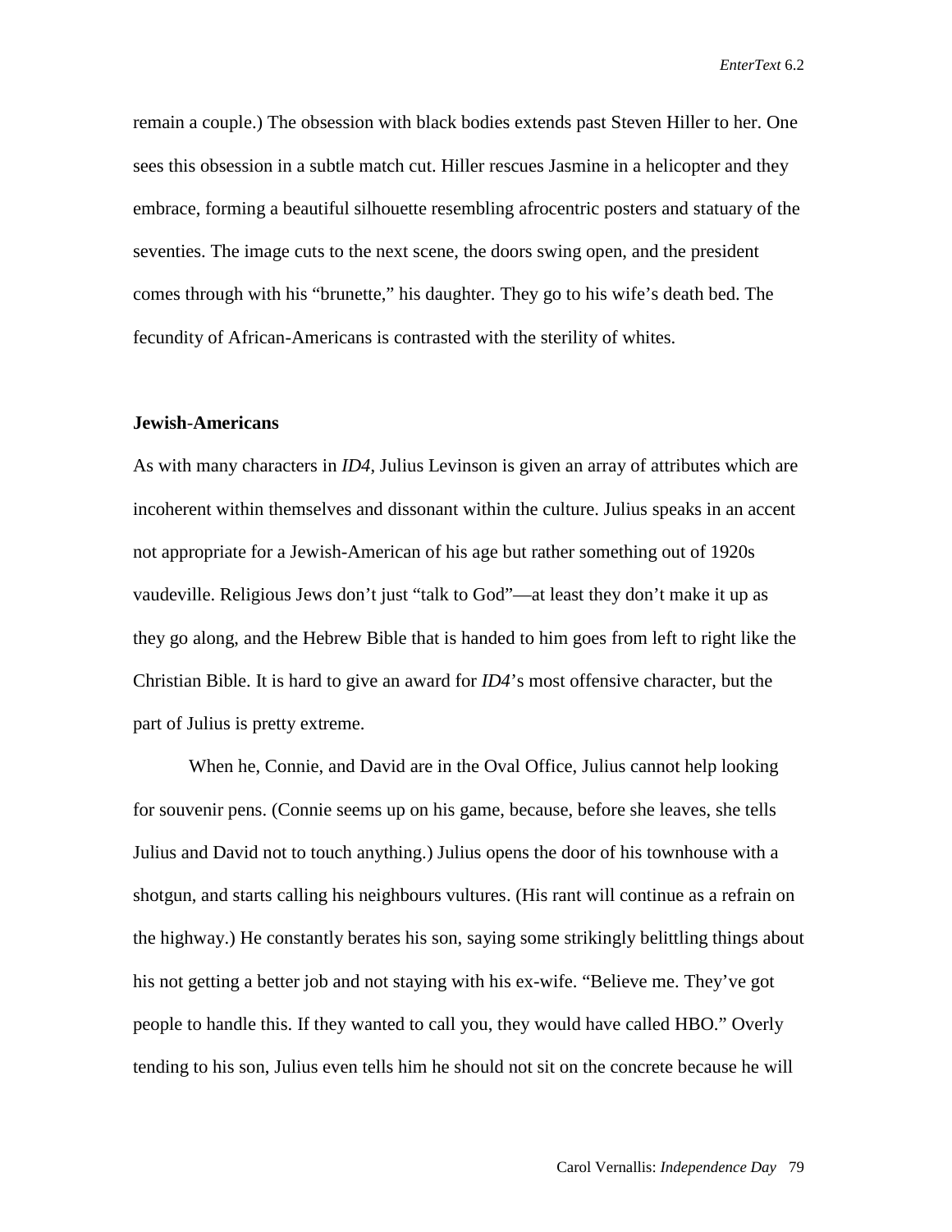remain a couple.) The obsession with black bodies extends past Steven Hiller to her. One sees this obsession in a subtle match cut. Hiller rescues Jasmine in a helicopter and they embrace, forming a beautiful silhouette resembling afrocentric posters and statuary of the seventies. The image cuts to the next scene, the doors swing open, and the president comes through with his "brunette," his daughter. They go to his wife's death bed. The fecundity of African-Americans is contrasted with the sterility of whites.

**Jewish-Americans**

As with many characters in *ID4*, Julius Levinson is given an array of attributes which are incoherent within themselves and dissonant within the culture. Julius speaks in an accent not appropriate for a Jewish-American of his age but rather something out of 1920s vaudeville. Religious Jews don't just "talk to God"—at least they don't make it up as they go along, and the Hebrew Bible that is handed to him goes from left to right like the Christian Bible. It is hard to give an award for *ID4*'s most offensive character, but the part of Julius is pretty extreme.

When he, Connie, and David are in the Oval Office, Julius cannot help looking for souvenir pens. (Connie seems up on his game, because, before she leaves, she tells Julius and David not to touch anything.) Julius opens the door of his townhouse with a shotgun, and starts calling his neighbours vultures. (His rant will continue as a refrain on the highway.) He constantly berates his son, saying some strikingly belittling things about his not getting a better job and not staying with his ex-wife. "Believe me. They've got people to handle this. If they wanted to call you, they would have called HBO." Overly tending to his son, Julius even tells him he should not sit on the concrete because he will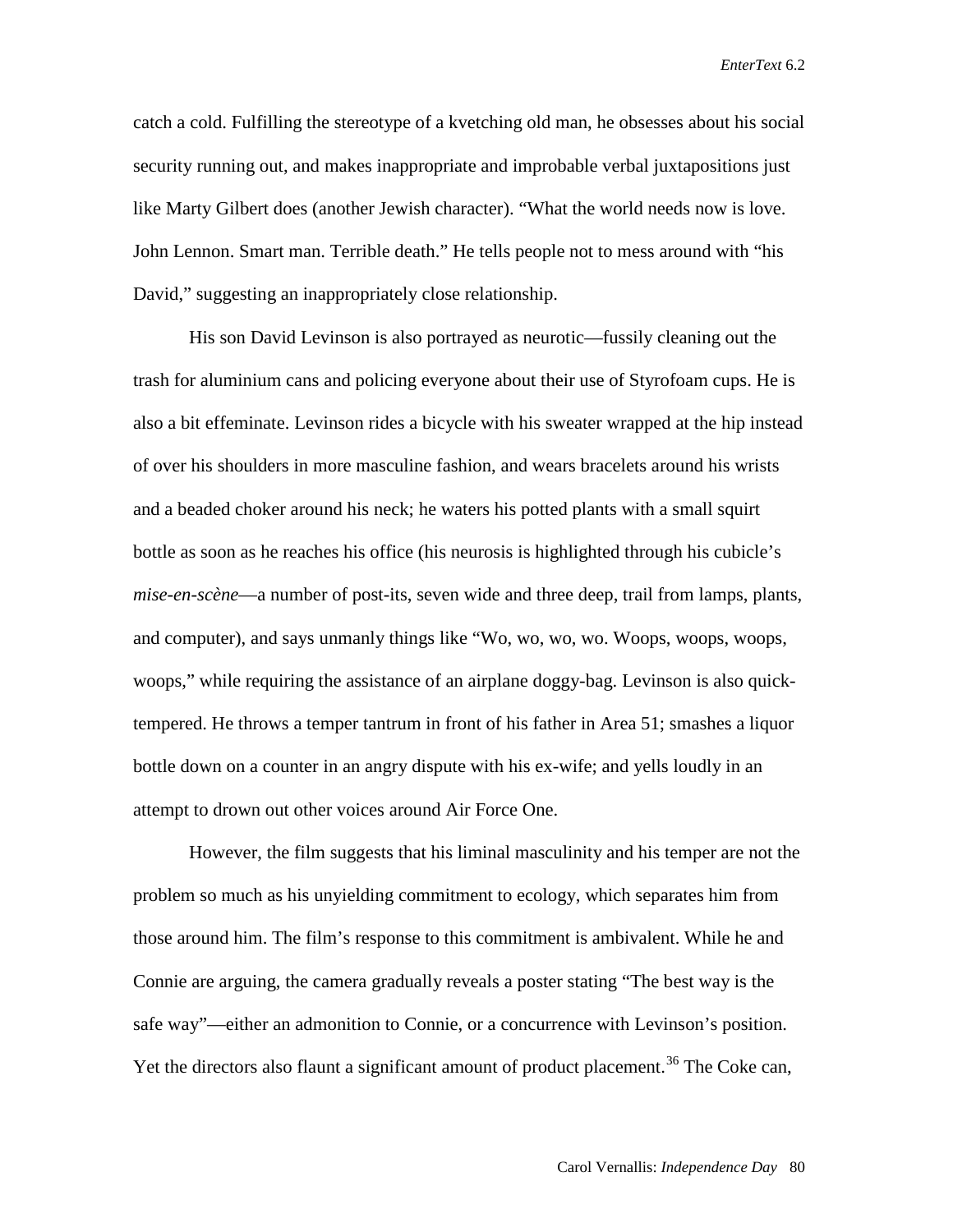catch a cold. Fulfilling the stereotype of a kvetching old man, he obsesses about his social security running out, and makes inappropriate and improbable verbal juxtapositions just like Marty Gilbert does (another Jewish character). "What the world needs now is love. John Lennon. Smart man. Terrible death." He tells people not to mess around with "his David," suggesting an inappropriately close relationship.

His son David Levinson is also portrayed as neurotic—fussily cleaning out the trash for aluminium cans and policing everyone about their use of Styrofoam cups. He is also a bit effeminate. Levinson rides a bicycle with his sweater wrapped at the hip instead of over his shoulders in more masculine fashion, and wears bracelets around his wrists and a beaded choker around his neck; he waters his potted plants with a small squirt bottle as soon as he reaches his office (his neurosis is highlighted through his cubicle's *mise-en-scène*—a number of post-its, seven wide and three deep, trail from lamps, plants, and computer), and says unmanly things like "Wo, wo, wo, wo. Woops, woops, woops, woops," while requiring the assistance of an airplane doggy-bag. Levinson is also quick-tempered. He throws a temper tantrum in front of his father in Area 51; smashes a liquor bottle down on a counter in an angry dispute with his ex-wife; and yells loudly in an attempt to drown out other voices around Air Force One.

However, the film suggests that his liminal masculinity and his temper are not the problem so much as his unyielding commitment to ecology, which separates him from those around him. The film's response to this commitment is ambivalent. While he and Connie are arguing, the camera gradually reveals a poster stating "The best way is the safe way"—either an admonition to Connie, or a concurrence with Levinson's position. Yet the directors also flaunt a significant amount of product placement.[36] The Coke can,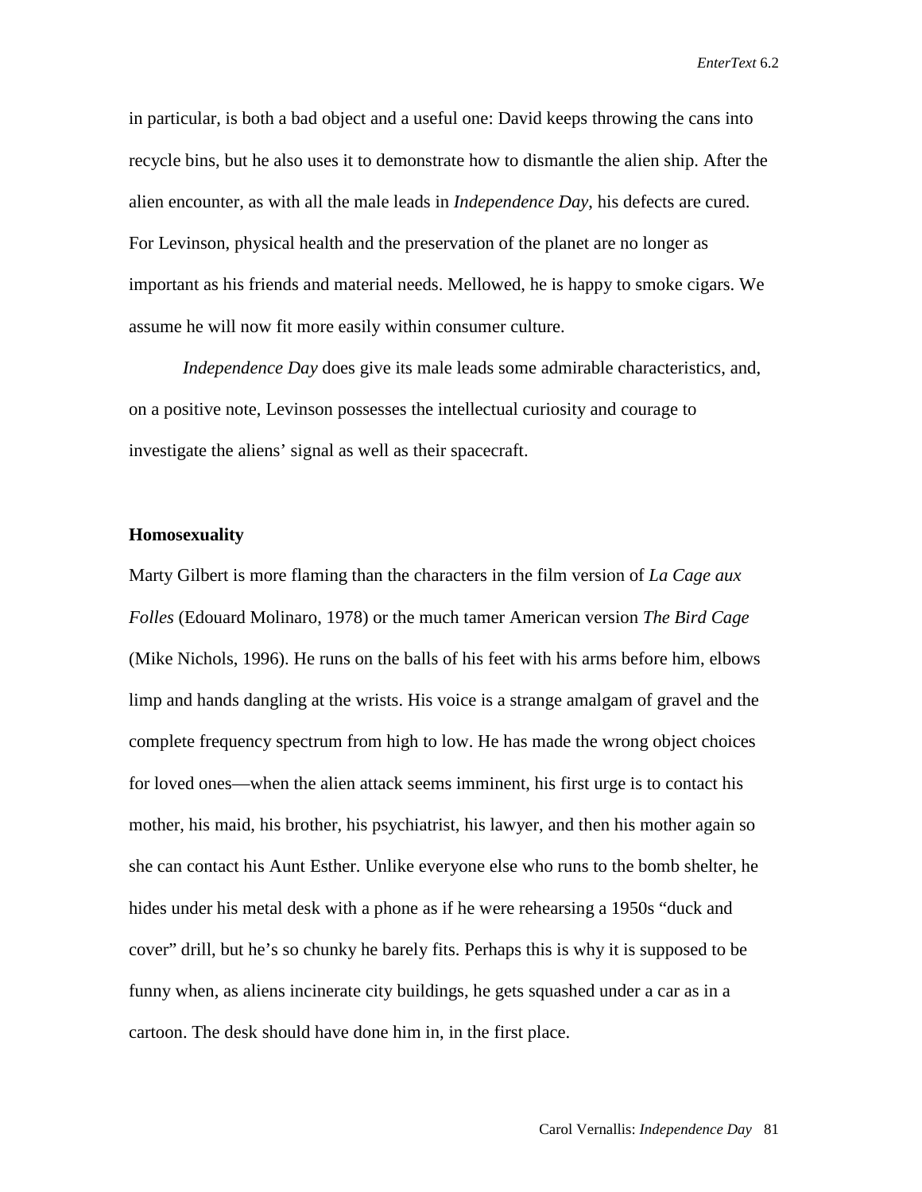in particular, is both a bad object and a useful one: David keeps throwing the cans into recycle bins, but he also uses it to demonstrate how to dismantle the alien ship. After the alien encounter, as with all the male leads in *Independence Day*, his defects are cured. For Levinson, physical health and the preservation of the planet are no longer as important as his friends and material needs. Mellowed, he is happy to smoke cigars. We assume he will now fit more easily within consumer culture.

*Independence Day* does give its male leads some admirable characteristics, and, on a positive note, Levinson possesses the intellectual curiosity and courage to investigate the aliens' signal as well as their spacecraft.

**Homosexuality**

Marty Gilbert is more flaming than the characters in the film version of *La Cage aux Folles* (Edouard Molinaro, 1978) or the much tamer American version *The Bird Cage* (Mike Nichols, 1996). He runs on the balls of his feet with his arms before him, elbows limp and hands dangling at the wrists. His voice is a strange amalgam of gravel and the complete frequency spectrum from high to low. He has made the wrong object choices for loved ones—when the alien attack seems imminent, his first urge is to contact his mother, his maid, his brother, his psychiatrist, his lawyer, and then his mother again so she can contact his Aunt Esther. Unlike everyone else who runs to the bomb shelter, he hides under his metal desk with a phone as if he were rehearsing a 1950s "duck and cover" drill, but he's so chunky he barely fits. Perhaps this is why it is supposed to be funny when, as aliens incinerate city buildings, he gets squashed under a car as in a cartoon. The desk should have done him in, in the first place.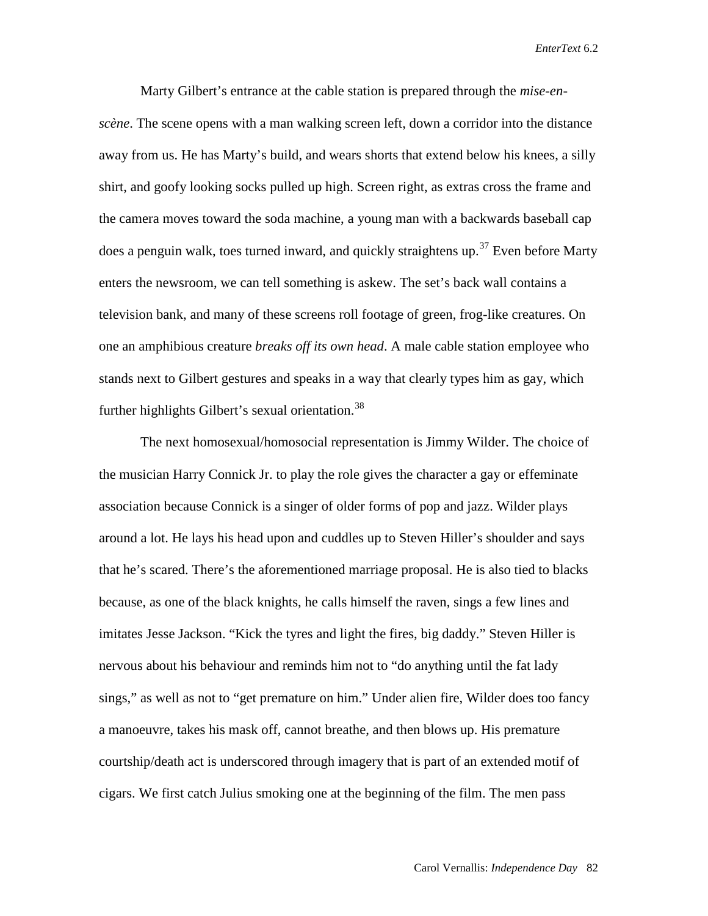Marty Gilbert's entrance at the cable station is prepared through the *mise-en-scène*. The scene opens with a man walking screen left, down a corridor into the distance away from us. He has Marty's build, and wears shorts that extend below his knees, a silly shirt, and goofy looking socks pulled up high. Screen right, as extras cross the frame and the camera moves toward the soda machine, a young man with a backwards baseball cap does a penguin walk, toes turned inward, and quickly straightens up.[37] Even before Marty enters the newsroom, we can tell something is askew. The set's back wall contains a television bank, and many of these screens roll footage of green, frog-like creatures. On one an amphibious creature *breaks off its own head*. A male cable station employee who stands next to Gilbert gestures and speaks in a way that clearly types him as gay, which further highlights Gilbert's sexual orientation.[38]

The next homosexual/homosocial representation is Jimmy Wilder. The choice of the musician Harry Connick Jr. to play the role gives the character a gay or effeminate association because Connick is a singer of older forms of pop and jazz. Wilder plays around a lot. He lays his head upon and cuddles up to Steven Hiller's shoulder and says that he's scared. There's the aforementioned marriage proposal. He is also tied to blacks because, as one of the black knights, he calls himself the raven, sings a few lines and imitates Jesse Jackson. "Kick the tyres and light the fires, big daddy." Steven Hiller is nervous about his behaviour and reminds him not to "do anything until the fat lady sings," as well as not to "get premature on him." Under alien fire, Wilder does too fancy a manoeuvre, takes his mask off, cannot breathe, and then blows up. His premature courtship/death act is underscored through imagery that is part of an extended motif of cigars. We first catch Julius smoking one at the beginning of the film. The men pass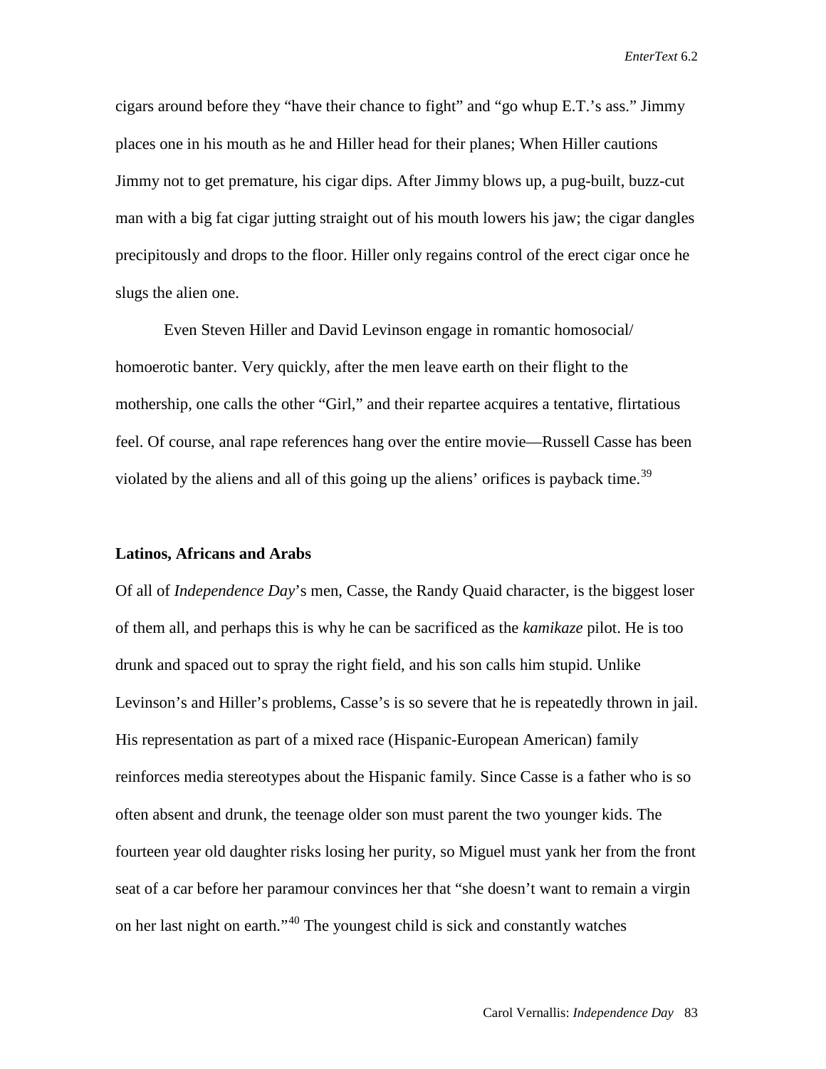cigars around before they "have their chance to fight" and "go whup E.T.'s ass." Jimmy places one in his mouth as he and Hiller head for their planes; When Hiller cautions Jimmy not to get premature, his cigar dips. After Jimmy blows up, a pug-built, buzz-cut man with a big fat cigar jutting straight out of his mouth lowers his jaw; the cigar dangles precipitously and drops to the floor. Hiller only regains control of the erect cigar once he slugs the alien one.

Even Steven Hiller and David Levinson engage in romantic homosocial/ homoerotic banter. Very quickly, after the men leave earth on their flight to the mothership, one calls the other "Girl," and their repartee acquires a tentative, flirtatious feel. Of course, anal rape references hang over the entire movie—Russell Casse has been violated by the aliens and all of this going up the aliens' orifices is payback time.[39]

**Latinos, Africans and Arabs**

Of all of *Independence Day*'s men, Casse, the Randy Quaid character, is the biggest loser of them all, and perhaps this is why he can be sacrificed as the *kamikaze* pilot. He is too drunk and spaced out to spray the right field, and his son calls him stupid. Unlike Levinson's and Hiller's problems, Casse's is so severe that he is repeatedly thrown in jail. His representation as part of a mixed race (Hispanic-European American) family reinforces media stereotypes about the Hispanic family. Since Casse is a father who is so often absent and drunk, the teenage older son must parent the two younger kids. The fourteen year old daughter risks losing her purity, so Miguel must yank her from the front seat of a car before her paramour convinces her that "she doesn't want to remain a virgin on her last night on earth."[40] The youngest child is sick and constantly watches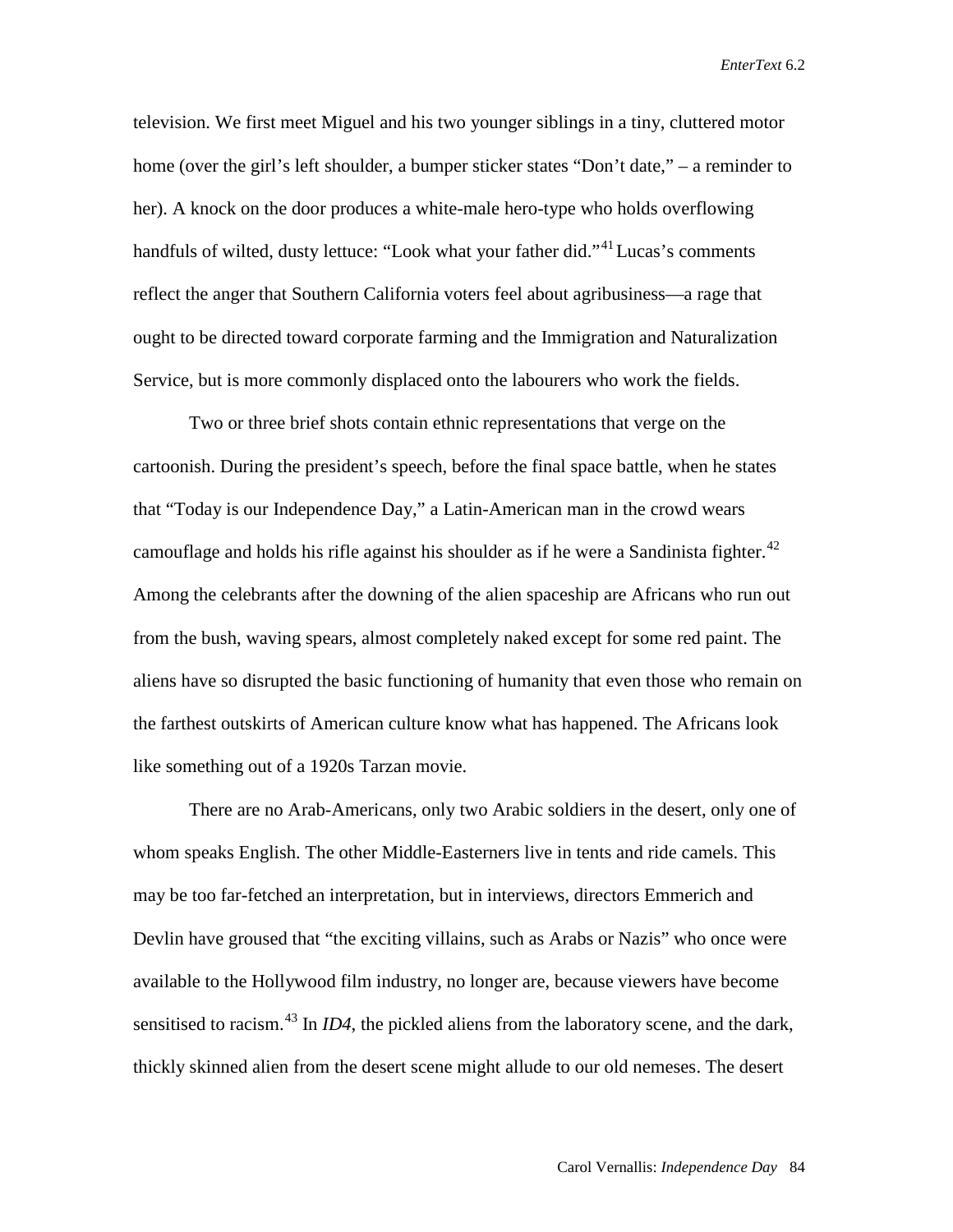television. We first meet Miguel and his two younger siblings in a tiny, cluttered motor home (over the girl's left shoulder, a bumper sticker states "Don't date," – a reminder to her). A knock on the door produces a white-male hero-type who holds overflowing handfuls of wilted, dusty lettuce: "Look what your father did."[41] Lucas's comments reflect the anger that Southern California voters feel about agribusiness—a rage that ought to be directed toward corporate farming and the Immigration and Naturalization Service, but is more commonly displaced onto the labourers who work the fields.

Two or three brief shots contain ethnic representations that verge on the cartoonish. During the president's speech, before the final space battle, when he states that "Today is our Independence Day," a Latin-American man in the crowd wears camouflage and holds his rifle against his shoulder as if he were a Sandinista fighter.[42] Among the celebrants after the downing of the alien spaceship are Africans who run out from the bush, waving spears, almost completely naked except for some red paint. The aliens have so disrupted the basic functioning of humanity that even those who remain on the farthest outskirts of American culture know what has happened. The Africans look like something out of a 1920s Tarzan movie.

There are no Arab-Americans, only two Arabic soldiers in the desert, only one of whom speaks English. The other Middle-Easterners live in tents and ride camels. This may be too far-fetched an interpretation, but in interviews, directors Emmerich and Devlin have groused that "the exciting villains, such as Arabs or Nazis" who once were available to the Hollywood film industry, no longer are, because viewers have become sensitised to racism.[43] In *ID4*, the pickled aliens from the laboratory scene, and the dark, thickly skinned alien from the desert scene might allude to our old nemeses. The desert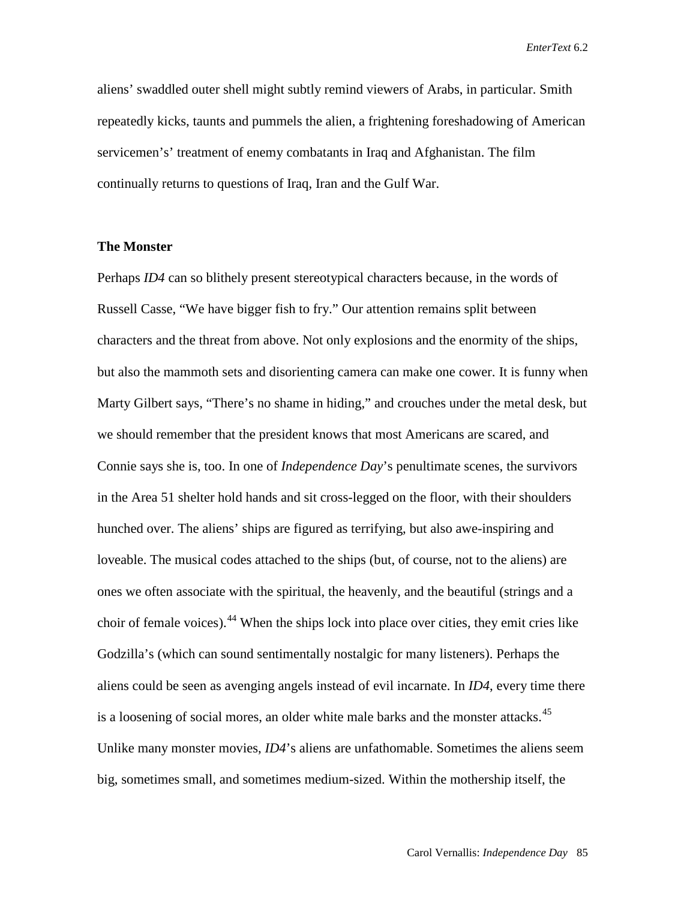aliens' swaddled outer shell might subtly remind viewers of Arabs, in particular. Smith repeatedly kicks, taunts and pummels the alien, a frightening foreshadowing of American servicemen's' treatment of enemy combatants in Iraq and Afghanistan. The film continually returns to questions of Iraq, Iran and the Gulf War.

**The Monster**

Perhaps *ID4* can so blithely present stereotypical characters because, in the words of Russell Casse, "We have bigger fish to fry." Our attention remains split between characters and the threat from above. Not only explosions and the enormity of the ships, but also the mammoth sets and disorienting camera can make one cower. It is funny when Marty Gilbert says, "There's no shame in hiding," and crouches under the metal desk, but we should remember that the president knows that most Americans are scared, and Connie says she is, too. In one of *Independence Day*'s penultimate scenes, the survivors in the Area 51 shelter hold hands and sit cross-legged on the floor, with their shoulders hunched over. The aliens' ships are figured as terrifying, but also awe-inspiring and loveable. The musical codes attached to the ships (but, of course, not to the aliens) are ones we often associate with the spiritual, the heavenly, and the beautiful (strings and a choir of female voices).[44] When the ships lock into place over cities, they emit cries like Godzilla's (which can sound sentimentally nostalgic for many listeners). Perhaps the aliens could be seen as avenging angels instead of evil incarnate. In *ID4*, every time there is a loosening of social mores, an older white male barks and the monster attacks.[45] Unlike many monster movies, *ID4*'s aliens are unfathomable. Sometimes the aliens seem big, sometimes small, and sometimes medium-sized. Within the mothership itself, the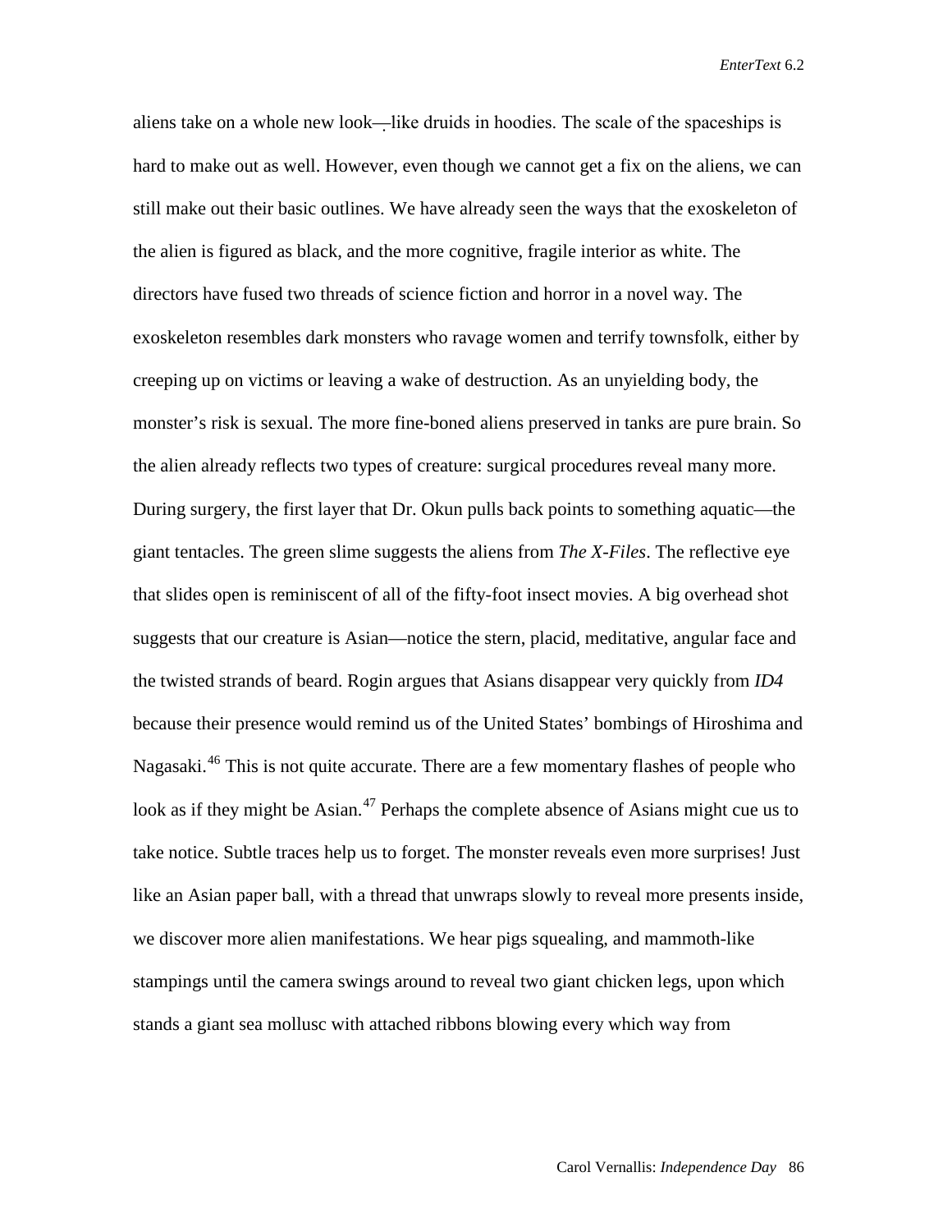aliens take on a whole new look—like druids in hoodies. The scale of the spaceships is hard to make out as well. However, even though we cannot get a fix on the aliens, we can still make out their basic outlines. We have already seen the ways that the exoskeleton of the alien is figured as black, and the more cognitive, fragile interior as white. The directors have fused two threads of science fiction and horror in a novel way. The exoskeleton resembles dark monsters who ravage women and terrify townsfolk, either by creeping up on victims or leaving a wake of destruction. As an unyielding body, the monster's risk is sexual. The more fine-boned aliens preserved in tanks are pure brain. So the alien already reflects two types of creature: surgical procedures reveal many more. During surgery, the first layer that Dr. Okun pulls back points to something aquatic—the giant tentacles. The green slime suggests the aliens from *The X-Files*. The reflective eye that slides open is reminiscent of all of the fifty-foot insect movies. A big overhead shot suggests that our creature is Asian—notice the stern, placid, meditative, angular face and the twisted strands of beard. Rogin argues that Asians disappear very quickly from *ID4* because their presence would remind us of the United States' bombings of Hiroshima and Nagasaki.[46] This is not quite accurate. There are a few momentary flashes of people who look as if they might be Asian.[47] Perhaps the complete absence of Asians might cue us to take notice. Subtle traces help us to forget. The monster reveals even more surprises! Just like an Asian paper ball, with a thread that unwraps slowly to reveal more presents inside, we discover more alien manifestations. We hear pigs squealing, and mammoth-like stampings until the camera swings around to reveal two giant chicken legs, upon which stands a giant sea mollusc with attached ribbons blowing every which way from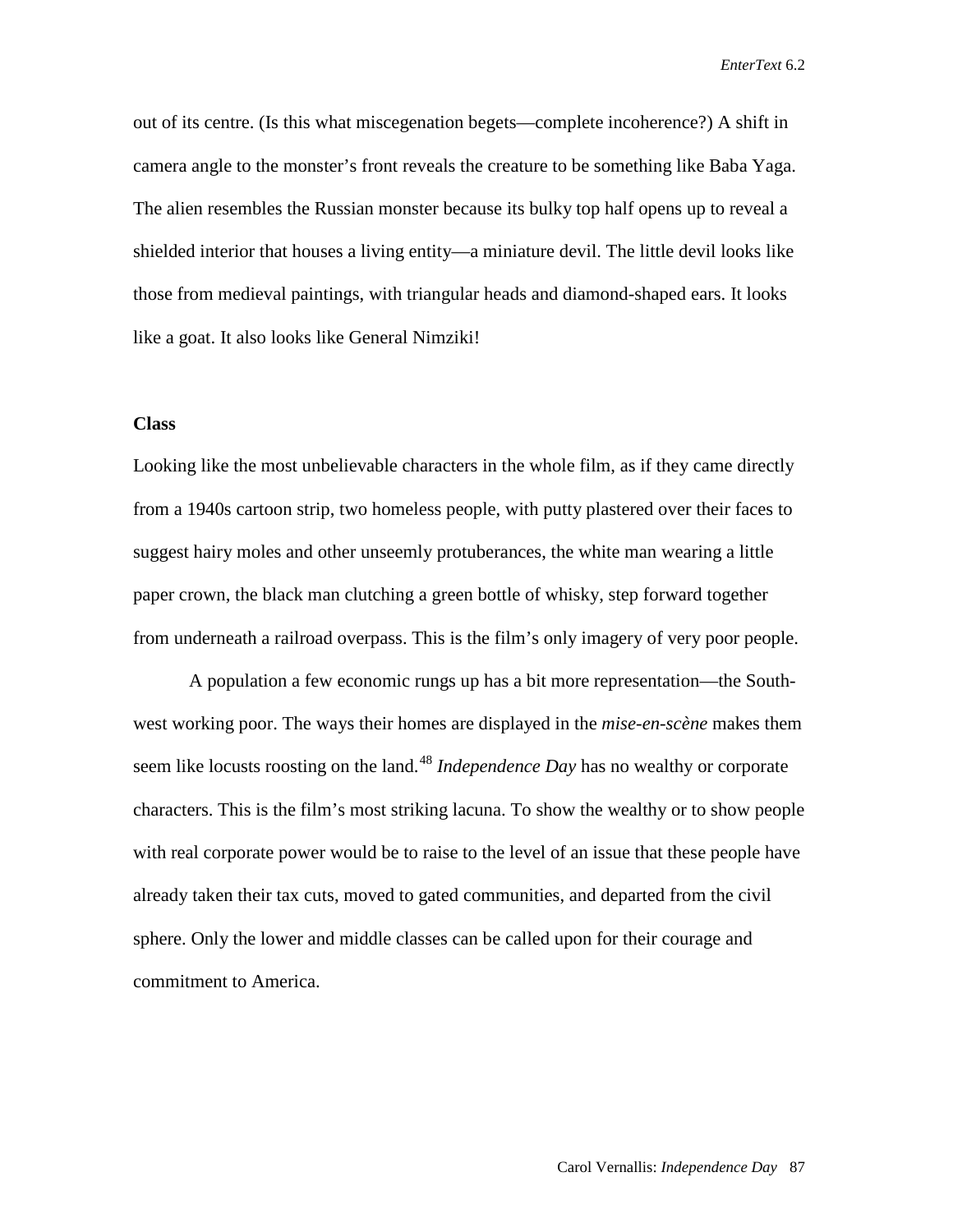out of its centre. (Is this what miscegenation begets—complete incoherence?) A shift in camera angle to the monster's front reveals the creature to be something like Baba Yaga. The alien resembles the Russian monster because its bulky top half opens up to reveal a shielded interior that houses a living entity—a miniature devil. The little devil looks like those from medieval paintings, with triangular heads and diamond-shaped ears. It looks like a goat. It also looks like General Nimziki!

**Class**

Looking like the most unbelievable characters in the whole film, as if they came directly from a 1940s cartoon strip, two homeless people, with putty plastered over their faces to suggest hairy moles and other unseemly protuberances, the white man wearing a little paper crown, the black man clutching a green bottle of whisky, step forward together from underneath a railroad overpass. This is the film's only imagery of very poor people.

A population a few economic rungs up has a bit more representation—the South-west working poor. The ways their homes are displayed in the *mise-en-scène* makes them seem like locusts roosting on the land.[48] *Independence Day* has no wealthy or corporate characters. This is the film's most striking lacuna. To show the wealthy or to show people with real corporate power would be to raise to the level of an issue that these people have already taken their tax cuts, moved to gated communities, and departed from the civil sphere. Only the lower and middle classes can be called upon for their courage and commitment to America.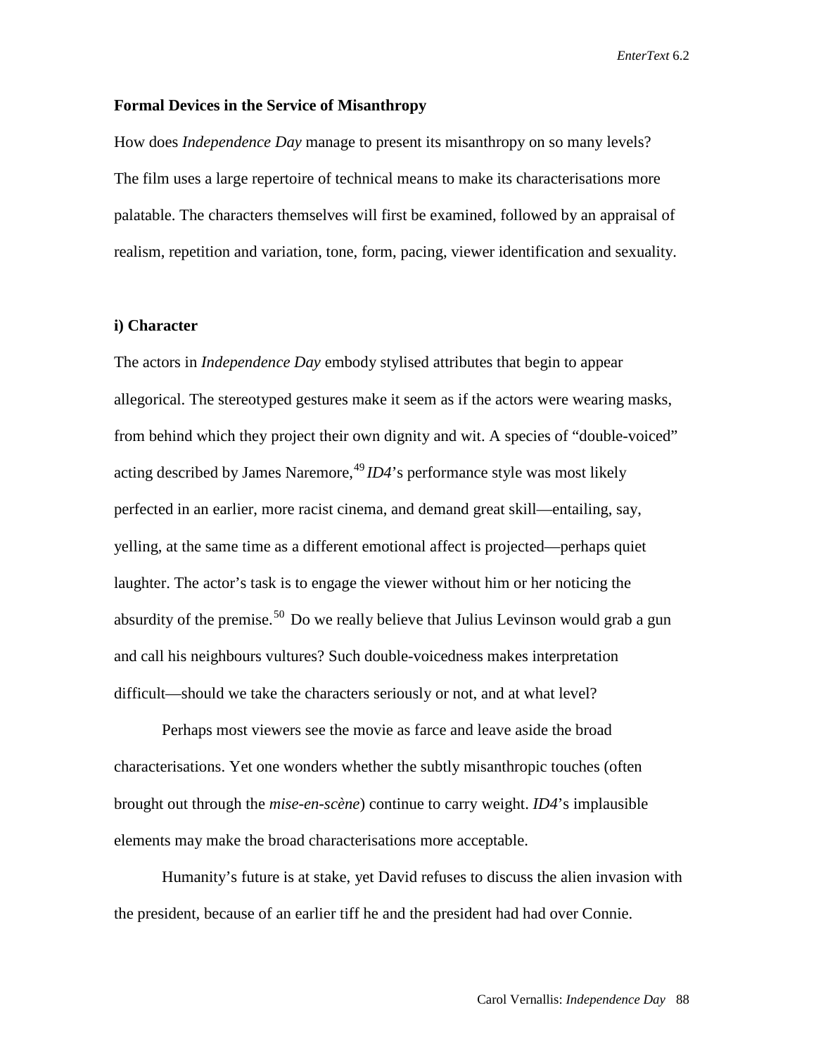**Formal Devices in the Service of Misanthropy**

How does *Independence Day* manage to present its misanthropy on so many levels? The film uses a large repertoire of technical means to make its characterisations more palatable. The characters themselves will first be examined, followed by an appraisal of realism, repetition and variation, tone, form, pacing, viewer identification and sexuality.

**i) Character**

The actors in *Independence Day* embody stylised attributes that begin to appear allegorical. The stereotyped gestures make it seem as if the actors were wearing masks, from behind which they project their own dignity and wit. A species of "double-voiced" acting described by James Naremore,[49] *ID4*'s performance style was most likely perfected in an earlier, more racist cinema, and demand great skill—entailing, say, yelling, at the same time as a different emotional affect is projected—perhaps quiet laughter. The actor's task is to engage the viewer without him or her noticing the absurdity of the premise.[50] Do we really believe that Julius Levinson would grab a gun and call his neighbours vultures? Such double-voicedness makes interpretation difficult—should we take the characters seriously or not, and at what level?

Perhaps most viewers see the movie as farce and leave aside the broad characterisations. Yet one wonders whether the subtly misanthropic touches (often brought out through the *mise-en-scène*) continue to carry weight. *ID4*'s implausible elements may make the broad characterisations more acceptable.

Humanity's future is at stake, yet David refuses to discuss the alien invasion with the president, because of an earlier tiff he and the president had had over Connie.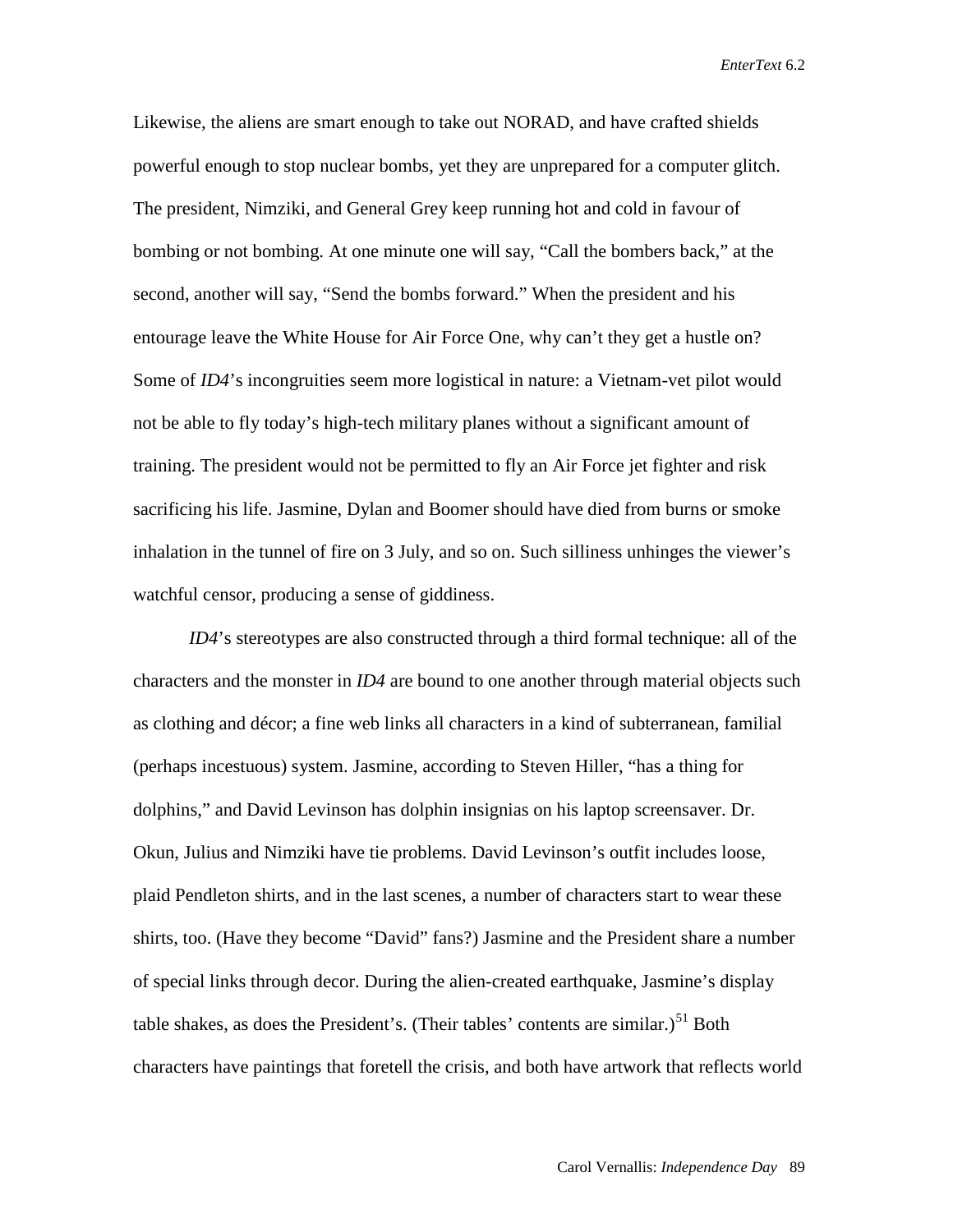Likewise, the aliens are smart enough to take out NORAD, and have crafted shields powerful enough to stop nuclear bombs, yet they are unprepared for a computer glitch. The president, Nimziki, and General Grey keep running hot and cold in favour of bombing or not bombing. At one minute one will say, "Call the bombers back," at the second, another will say, "Send the bombs forward." When the president and his entourage leave the White House for Air Force One, why can't they get a hustle on? Some of *ID4*'s incongruities seem more logistical in nature: a Vietnam-vet pilot would not be able to fly today's high-tech military planes without a significant amount of training. The president would not be permitted to fly an Air Force jet fighter and risk sacrificing his life. Jasmine, Dylan and Boomer should have died from burns or smoke inhalation in the tunnel of fire on 3 July, and so on. Such silliness unhinges the viewer's watchful censor, producing a sense of giddiness.

*ID4*'s stereotypes are also constructed through a third formal technique: all of the characters and the monster in *ID4* are bound to one another through material objects such as clothing and décor; a fine web links all characters in a kind of subterranean, familial (perhaps incestuous) system. Jasmine, according to Steven Hiller, "has a thing for dolphins," and David Levinson has dolphin insignias on his laptop screensaver. Dr. Okun, Julius and Nimziki have tie problems. David Levinson's outfit includes loose, plaid Pendleton shirts, and in the last scenes, a number of characters start to wear these shirts, too. (Have they become "David" fans?) Jasmine and the President share a number of special links through decor. During the alien-created earthquake, Jasmine's display table shakes, as does the President's. (Their tables' contents are similar.)[51] Both characters have paintings that foretell the crisis, and both have artwork that reflects world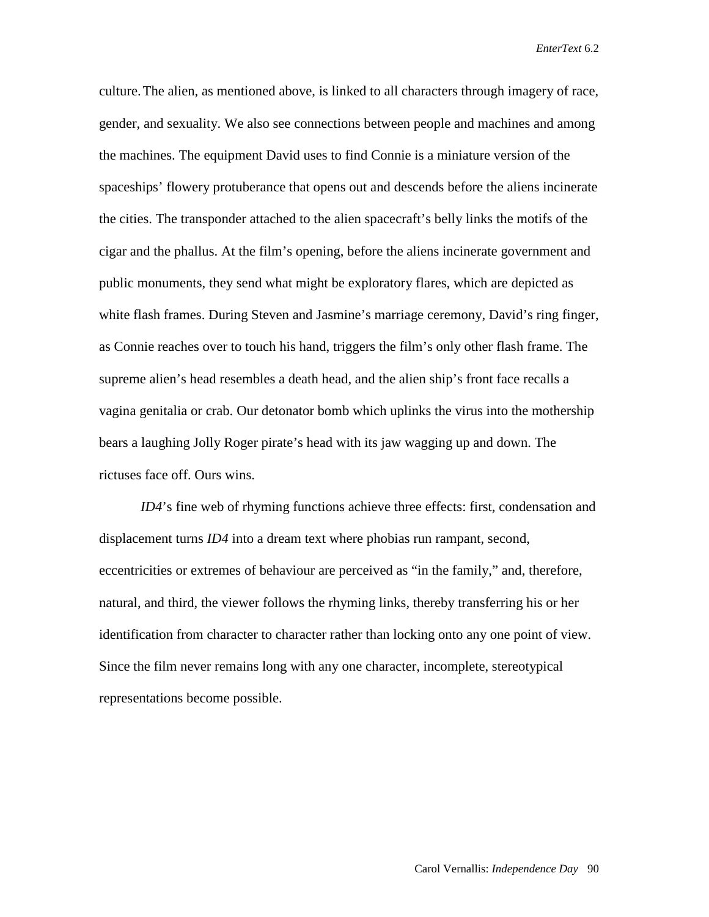culture. The alien, as mentioned above, is linked to all characters through imagery of race, gender, and sexuality. We also see connections between people and machines and among the machines. The equipment David uses to find Connie is a miniature version of the spaceships' flowery protuberance that opens out and descends before the aliens incinerate the cities. The transponder attached to the alien spacecraft's belly links the motifs of the cigar and the phallus. At the film's opening, before the aliens incinerate government and public monuments, they send what might be exploratory flares, which are depicted as white flash frames. During Steven and Jasmine's marriage ceremony, David's ring finger, as Connie reaches over to touch his hand, triggers the film's only other flash frame. The supreme alien's head resembles a death head, and the alien ship's front face recalls a vagina genitalia or crab. Our detonator bomb which uplinks the virus into the mothership bears a laughing Jolly Roger pirate's head with its jaw wagging up and down. The rictuses face off. Ours wins.

*ID4*'s fine web of rhyming functions achieve three effects: first, condensation and displacement turns *ID4* into a dream text where phobias run rampant, second, eccentricities or extremes of behaviour are perceived as "in the family," and, therefore, natural, and third, the viewer follows the rhyming links, thereby transferring his or her identification from character to character rather than locking onto any one point of view. Since the film never remains long with any one character, incomplete, stereotypical representations become possible.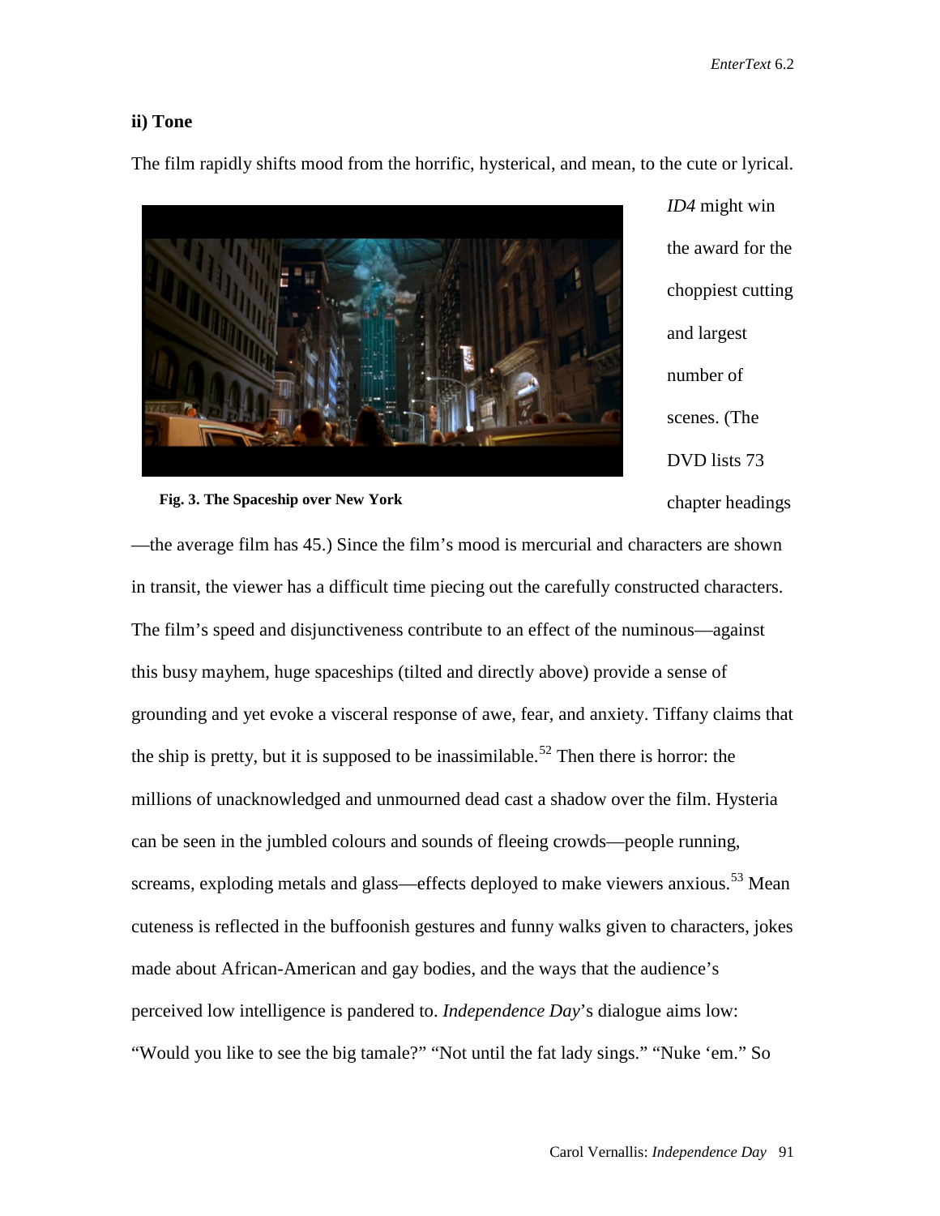### ii) Tone

The film rapidly shifts mood from the horrific, hysterical, and mean, to the cute or lyrical.

Fig. 3. The Spaceship over New York

*ID4* might win the award for the choppiest cutting and largest number of scenes. (The DVD lists 73 chapter headings—the average film has 45.) Since the film's mood is mercurial and characters are shown in transit, the viewer has a difficult time piecing out the carefully constructed characters. The film's speed and disjunctiveness contribute to an effect of the numinous—against this busy mayhem, huge spaceships (tilted and directly above) provide a sense of grounding and yet evoke a visceral response of awe, fear, and anxiety. Tiffany claims that the ship is pretty, but it is supposed to be inassimilable.[52] Then there is horror: the millions of unacknowledged and unmourned dead cast a shadow over the film. Hysteria can be seen in the jumbled colours and sounds of fleeing crowds—people running, screams, exploding metals and glass—effects deployed to make viewers anxious.[53] Mean cuteness is reflected in the buffoonish gestures and funny walks given to characters, jokes made about African-American and gay bodies, and the ways that the audience's perceived low intelligence is pandered to. *Independence Day*'s dialogue aims low: "Would you like to see the big tamale?" "Not until the fat lady sings." "Nuke 'em." So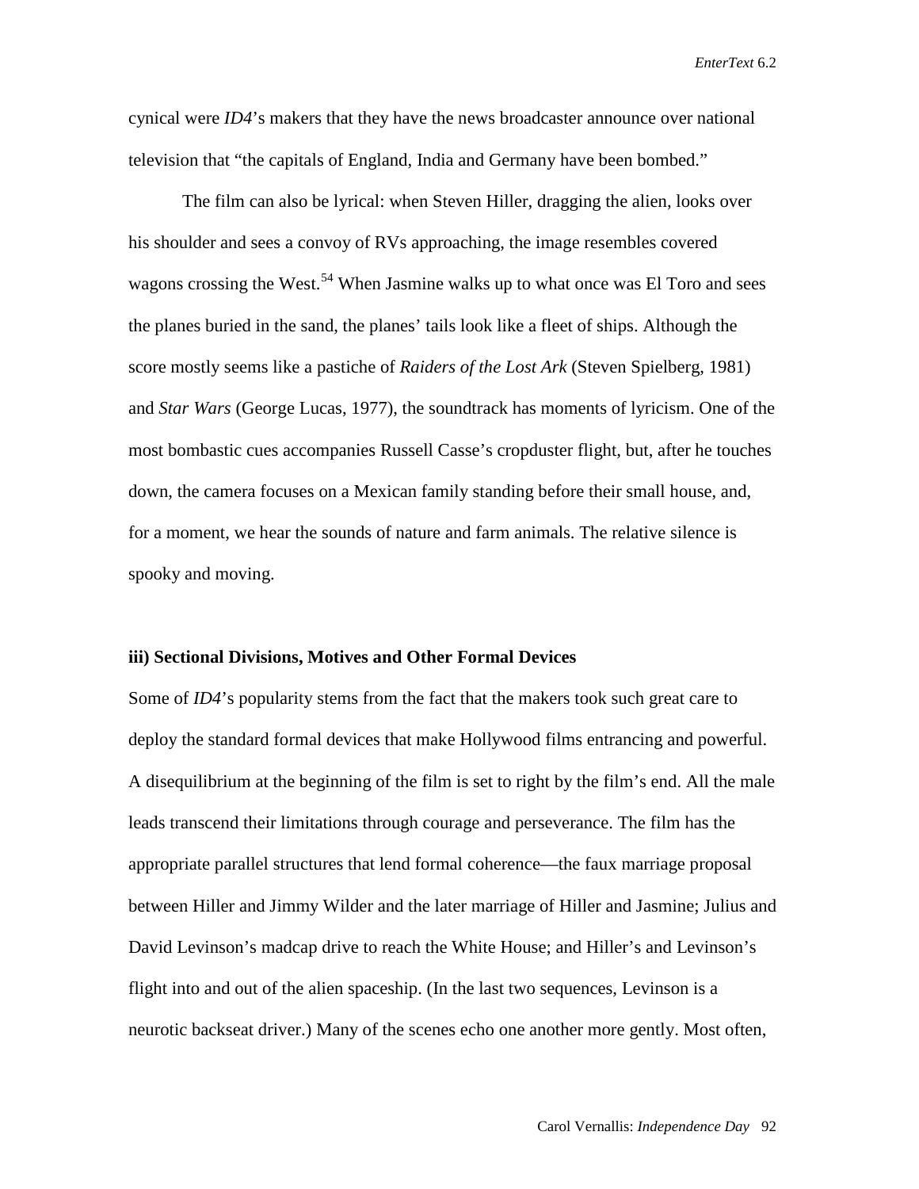cynical were *ID4*'s makers that they have the news broadcaster announce over national television that "the capitals of England, India and Germany have been bombed."

The film can also be lyrical: when Steven Hiller, dragging the alien, looks over his shoulder and sees a convoy of RVs approaching, the image resembles covered wagons crossing the West.[54] When Jasmine walks up to what once was El Toro and sees the planes buried in the sand, the planes' tails look like a fleet of ships. Although the score mostly seems like a pastiche of *Raiders of the Lost Ark* (Steven Spielberg, 1981) and *Star Wars* (George Lucas, 1977), the soundtrack has moments of lyricism. One of the most bombastic cues accompanies Russell Casse's cropduster flight, but, after he touches down, the camera focuses on a Mexican family standing before their small house, and, for a moment, we hear the sounds of nature and farm animals. The relative silence is spooky and moving.

### iii) Sectional Divisions, Motives and Other Formal Devices

Some of *ID4*'s popularity stems from the fact that the makers took such great care to deploy the standard formal devices that make Hollywood films entrancing and powerful. A disequilibrium at the beginning of the film is set to right by the film's end. All the male leads transcend their limitations through courage and perseverance. The film has the appropriate parallel structures that lend formal coherence—the faux marriage proposal between Hiller and Jimmy Wilder and the later marriage of Hiller and Jasmine; Julius and David Levinson's madcap drive to reach the White House; and Hiller's and Levinson's flight into and out of the alien spaceship. (In the last two sequences, Levinson is a neurotic backseat driver.) Many of the scenes echo one another more gently. Most often,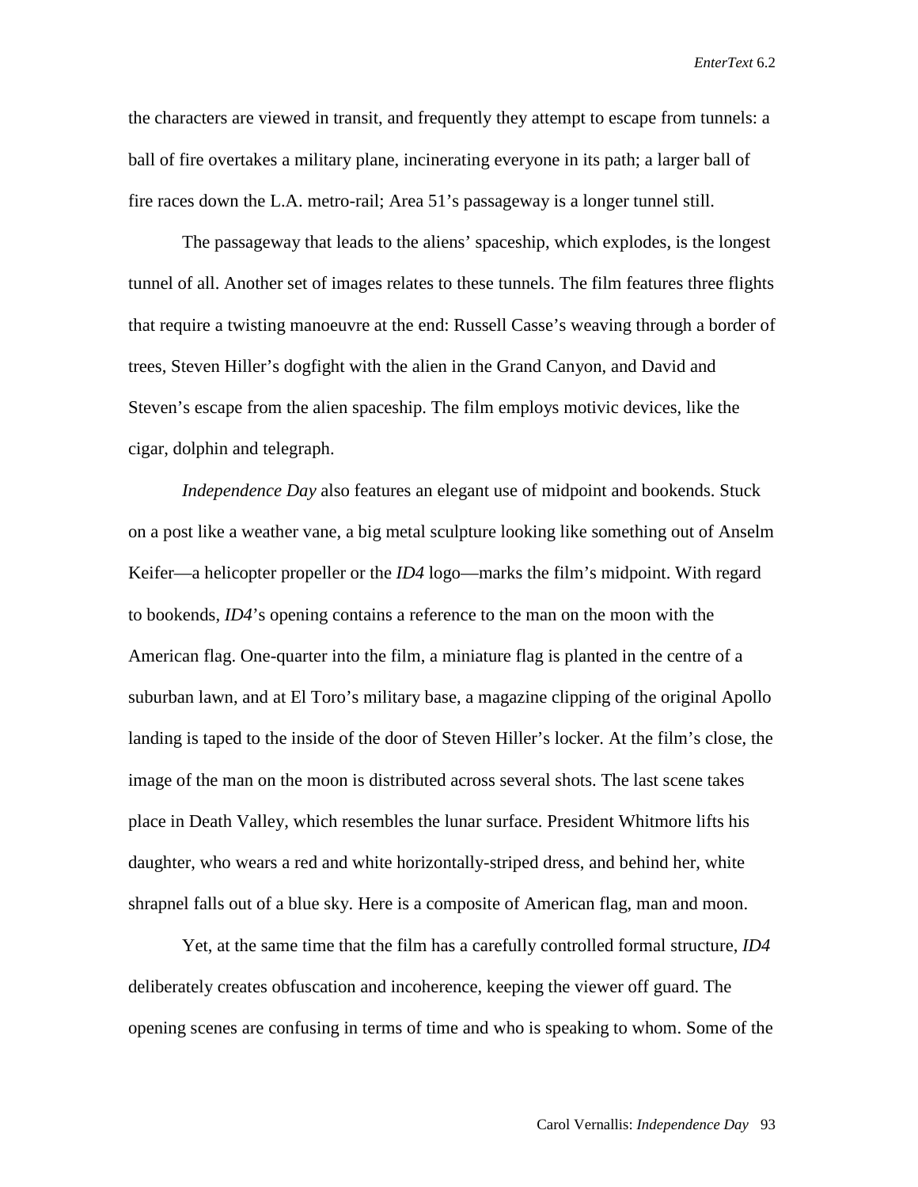the characters are viewed in transit, and frequently they attempt to escape from tunnels: a ball of fire overtakes a military plane, incinerating everyone in its path; a larger ball of fire races down the L.A. metro-rail; Area 51's passageway is a longer tunnel still.

The passageway that leads to the aliens' spaceship, which explodes, is the longest tunnel of all. Another set of images relates to these tunnels. The film features three flights that require a twisting manoeuvre at the end: Russell Casse's weaving through a border of trees, Steven Hiller's dogfight with the alien in the Grand Canyon, and David and Steven's escape from the alien spaceship. The film employs motivic devices, like the cigar, dolphin and telegraph.

*Independence Day* also features an elegant use of midpoint and bookends. Stuck on a post like a weather vane, a big metal sculpture looking like something out of Anselm Keifer—a helicopter propeller or the *ID4* logo—marks the film's midpoint. With regard to bookends, *ID4*'s opening contains a reference to the man on the moon with the American flag. One-quarter into the film, a miniature flag is planted in the centre of a suburban lawn, and at El Toro's military base, a magazine clipping of the original Apollo landing is taped to the inside of the door of Steven Hiller's locker. At the film's close, the image of the man on the moon is distributed across several shots. The last scene takes place in Death Valley, which resembles the lunar surface. President Whitmore lifts his daughter, who wears a red and white horizontally-striped dress, and behind her, white shrapnel falls out of a blue sky. Here is a composite of American flag, man and moon.

Yet, at the same time that the film has a carefully controlled formal structure, *ID4* deliberately creates obfuscation and incoherence, keeping the viewer off guard. The opening scenes are confusing in terms of time and who is speaking to whom. Some of the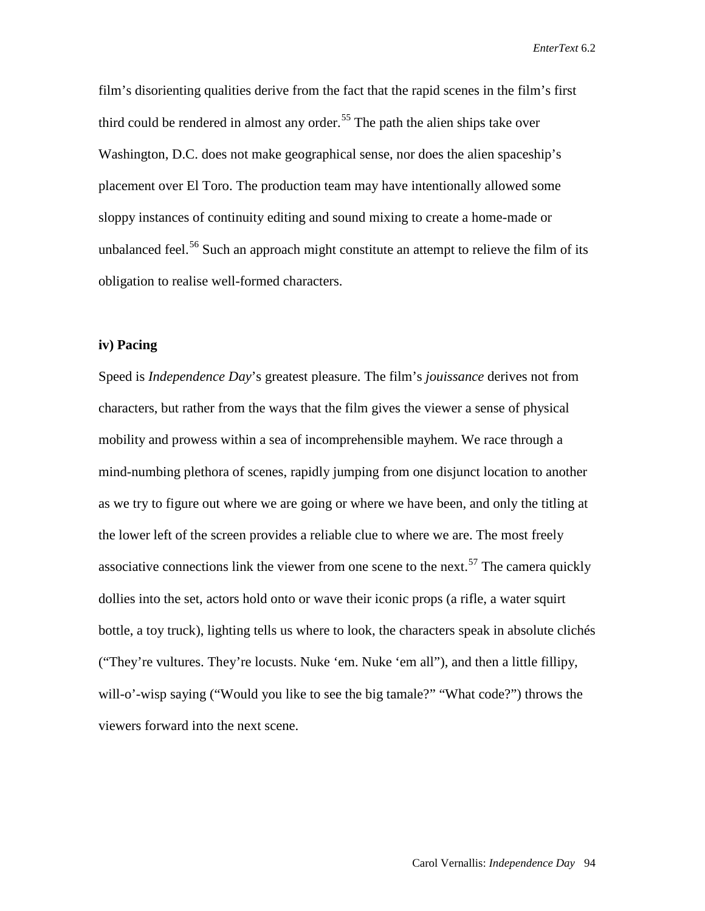film's disorienting qualities derive from the fact that the rapid scenes in the film's first third could be rendered in almost any order.[55] The path the alien ships take over Washington, D.C. does not make geographical sense, nor does the alien spaceship's placement over El Toro. The production team may have intentionally allowed some sloppy instances of continuity editing and sound mixing to create a home-made or unbalanced feel.[56] Such an approach might constitute an attempt to relieve the film of its obligation to realise well-formed characters.

**iv) Pacing**

Speed is *Independence Day*'s greatest pleasure. The film's *jouissance* derives not from characters, but rather from the ways that the film gives the viewer a sense of physical mobility and prowess within a sea of incomprehensible mayhem. We race through a mind-numbing plethora of scenes, rapidly jumping from one disjunct location to another as we try to figure out where we are going or where we have been, and only the titling at the lower left of the screen provides a reliable clue to where we are. The most freely associative connections link the viewer from one scene to the next.[57] The camera quickly dollies into the set, actors hold onto or wave their iconic props (a rifle, a water squirt bottle, a toy truck), lighting tells us where to look, the characters speak in absolute clichés ("They're vultures. They're locusts. Nuke 'em. Nuke 'em all"), and then a little fillipy, will-o'-wisp saying ("Would you like to see the big tamale?" "What code?") throws the viewers forward into the next scene.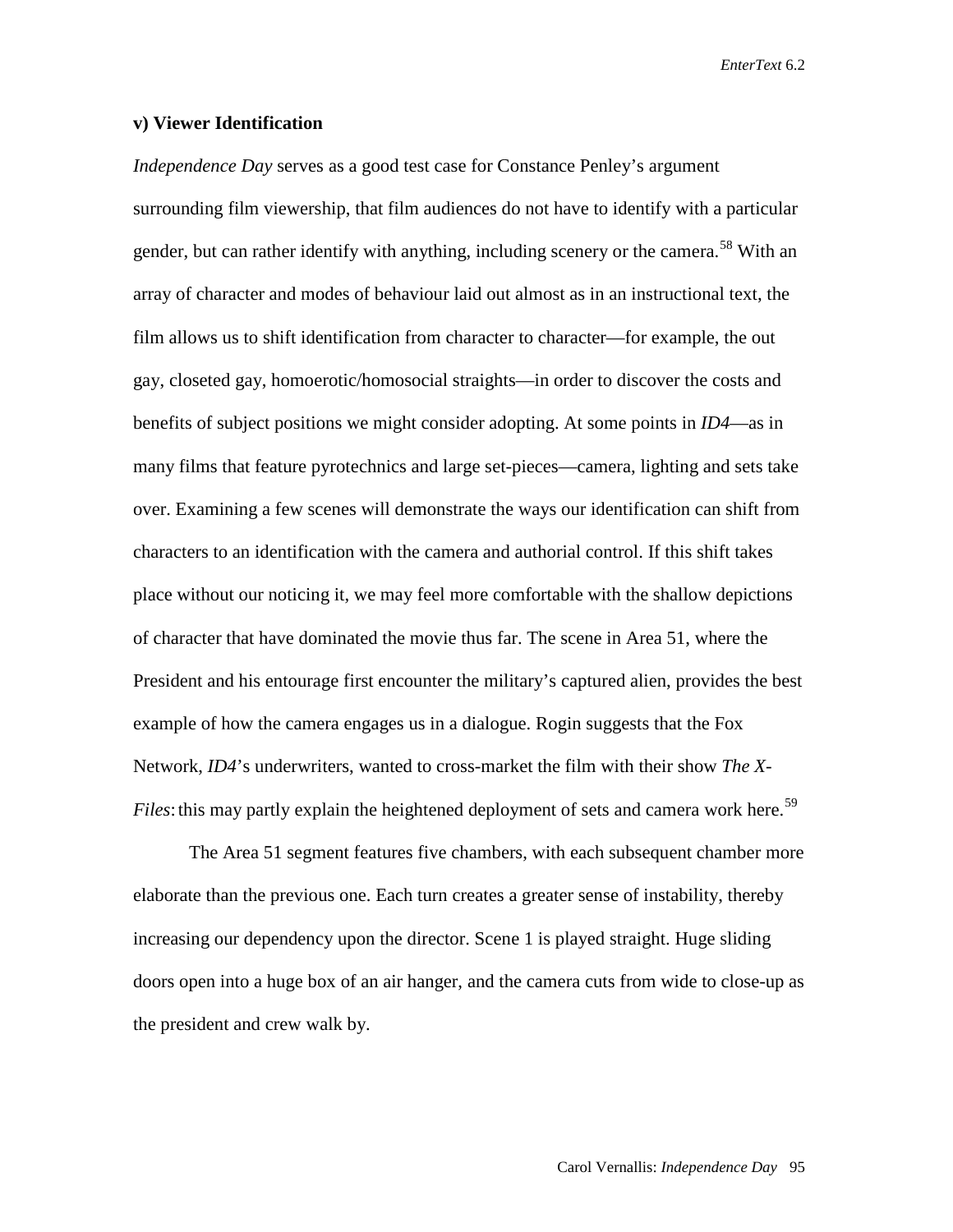### v) Viewer Identification

*Independence Day* serves as a good test case for Constance Penley's argument surrounding film viewership, that film audiences do not have to identify with a particular gender, but can rather identify with anything, including scenery or the camera.[58] With an array of character and modes of behaviour laid out almost as in an instructional text, the film allows us to shift identification from character to character—for example, the out gay, closeted gay, homoerotic/homosocial straights—in order to discover the costs and benefits of subject positions we might consider adopting. At some points in *ID4*—as in many films that feature pyrotechnics and large set-pieces—camera, lighting and sets take over. Examining a few scenes will demonstrate the ways our identification can shift from characters to an identification with the camera and authorial control. If this shift takes place without our noticing it, we may feel more comfortable with the shallow depictions of character that have dominated the movie thus far. The scene in Area 51, where the President and his entourage first encounter the military's captured alien, provides the best example of how the camera engages us in a dialogue. Rogin suggests that the Fox Network, *ID4*'s underwriters, wanted to cross-market the film with their show *The X-Files*: this may partly explain the heightened deployment of sets and camera work here.[59]

The Area 51 segment features five chambers, with each subsequent chamber more elaborate than the previous one. Each turn creates a greater sense of instability, thereby increasing our dependency upon the director. Scene 1 is played straight. Huge sliding doors open into a huge box of an air hanger, and the camera cuts from wide to close-up as the president and crew walk by.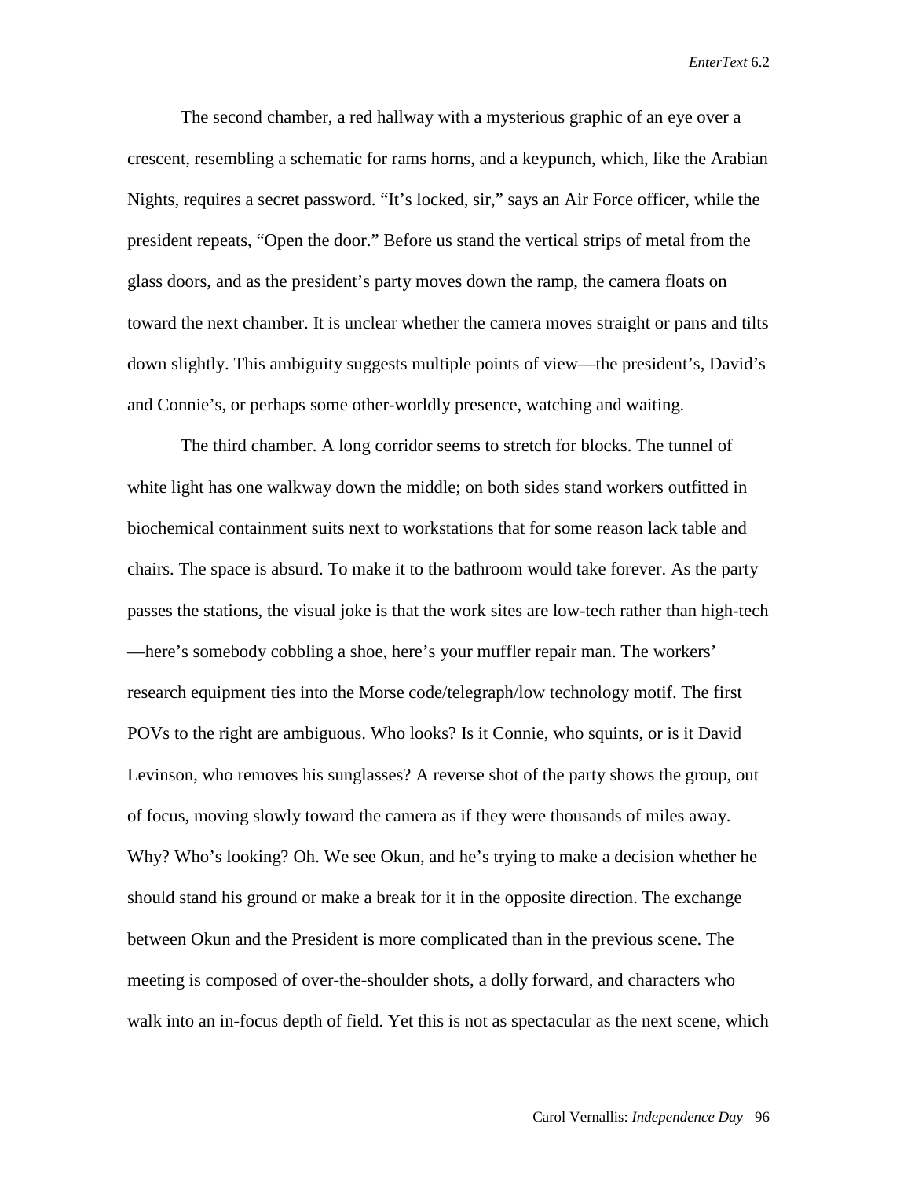The second chamber, a red hallway with a mysterious graphic of an eye over a crescent, resembling a schematic for rams horns, and a keypunch, which, like the Arabian Nights, requires a secret password. "It's locked, sir," says an Air Force officer, while the president repeats, "Open the door." Before us stand the vertical strips of metal from the glass doors, and as the president's party moves down the ramp, the camera floats on toward the next chamber. It is unclear whether the camera moves straight or pans and tilts down slightly. This ambiguity suggests multiple points of view—the president's, David's and Connie's, or perhaps some other-worldly presence, watching and waiting.

The third chamber. A long corridor seems to stretch for blocks. The tunnel of white light has one walkway down the middle; on both sides stand workers outfitted in biochemical containment suits next to workstations that for some reason lack table and chairs. The space is absurd. To make it to the bathroom would take forever. As the party passes the stations, the visual joke is that the work sites are low-tech rather than high-tech—here's somebody cobbling a shoe, here's your muffler repair man. The workers' research equipment ties into the Morse code/telegraph/low technology motif. The first POVs to the right are ambiguous. Who looks? Is it Connie, who squints, or is it David Levinson, who removes his sunglasses? A reverse shot of the party shows the group, out of focus, moving slowly toward the camera as if they were thousands of miles away. Why? Who's looking? Oh. We see Okun, and he's trying to make a decision whether he should stand his ground or make a break for it in the opposite direction. The exchange between Okun and the President is more complicated than in the previous scene. The meeting is composed of over-the-shoulder shots, a dolly forward, and characters who walk into an in-focus depth of field. Yet this is not as spectacular as the next scene, which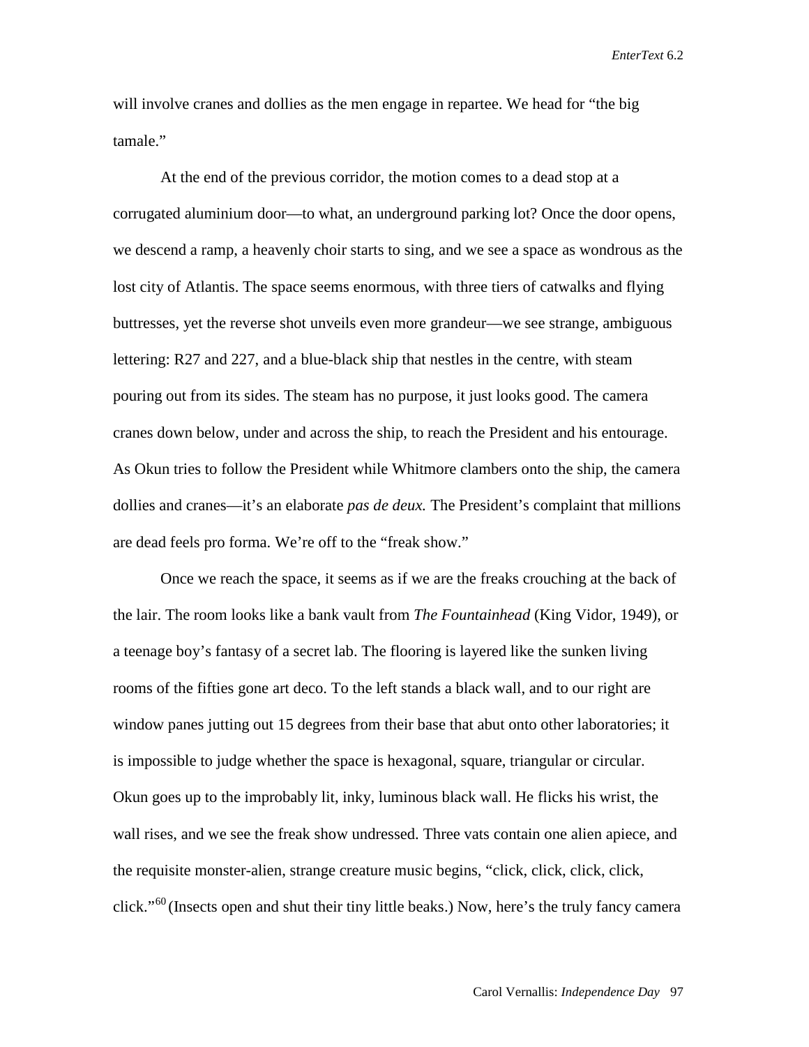will involve cranes and dollies as the men engage in repartee. We head for "the big tamale."

At the end of the previous corridor, the motion comes to a dead stop at a corrugated aluminium door—to what, an underground parking lot? Once the door opens, we descend a ramp, a heavenly choir starts to sing, and we see a space as wondrous as the lost city of Atlantis. The space seems enormous, with three tiers of catwalks and flying buttresses, yet the reverse shot unveils even more grandeur—we see strange, ambiguous lettering: R27 and 227, and a blue-black ship that nestles in the centre, with steam pouring out from its sides. The steam has no purpose, it just looks good. The camera cranes down below, under and across the ship, to reach the President and his entourage. As Okun tries to follow the President while Whitmore clambers onto the ship, the camera dollies and cranes—it's an elaborate *pas de deux.* The President's complaint that millions are dead feels pro forma. We're off to the "freak show."

Once we reach the space, it seems as if we are the freaks crouching at the back of the lair. The room looks like a bank vault from *The Fountainhead* (King Vidor, 1949), or a teenage boy's fantasy of a secret lab. The flooring is layered like the sunken living rooms of the fifties gone art deco. To the left stands a black wall, and to our right are window panes jutting out 15 degrees from their base that abut onto other laboratories; it is impossible to judge whether the space is hexagonal, square, triangular or circular. Okun goes up to the improbably lit, inky, luminous black wall. He flicks his wrist, the wall rises, and we see the freak show undressed. Three vats contain one alien apiece, and the requisite monster-alien, strange creature music begins, "click, click, click, click, click."[60] (Insects open and shut their tiny little beaks.) Now, here's the truly fancy camera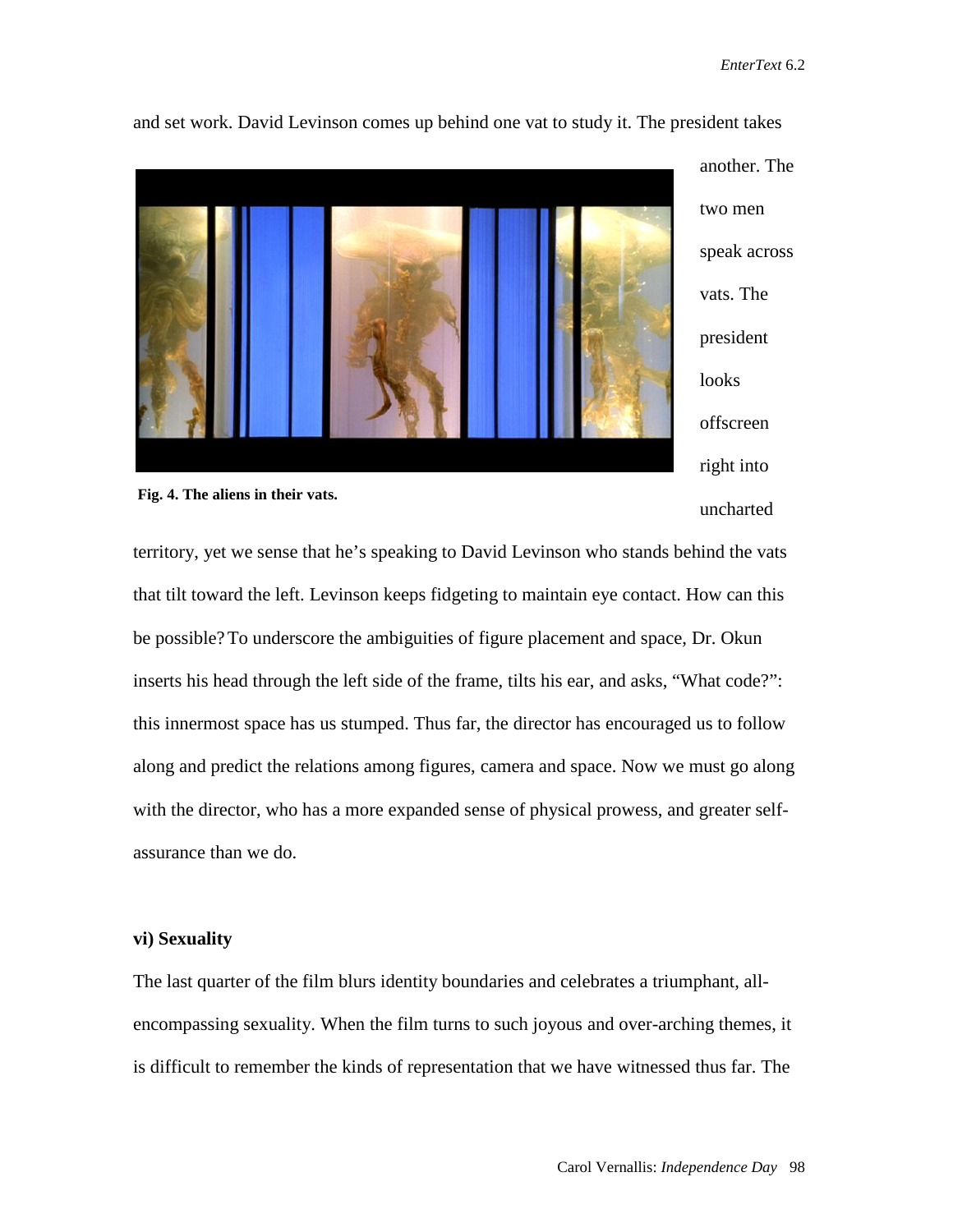and set work. David Levinson comes up behind one vat to study it. The president takes another. The two men speak across vats. The president looks offscreen right into uncharted territory, yet we sense that he's speaking to David Levinson who stands behind the vats that tilt toward the left. Levinson keeps fidgeting to maintain eye contact. How can this be possible? To underscore the ambiguities of figure placement and space, Dr. Okun inserts his head through the left side of the frame, tilts his ear, and asks, "What code?": this innermost space has us stumped. Thus far, the director has encouraged us to follow along and predict the relations among figures, camera and space. Now we must go along with the director, who has a more expanded sense of physical prowess, and greater self-assurance than we do.

**Fig. 4. The aliens in their vats.**

### vi) Sexuality

The last quarter of the film blurs identity boundaries and celebrates a triumphant, all-encompassing sexuality. When the film turns to such joyous and over-arching themes, it is difficult to remember the kinds of representation that we have witnessed thus far. The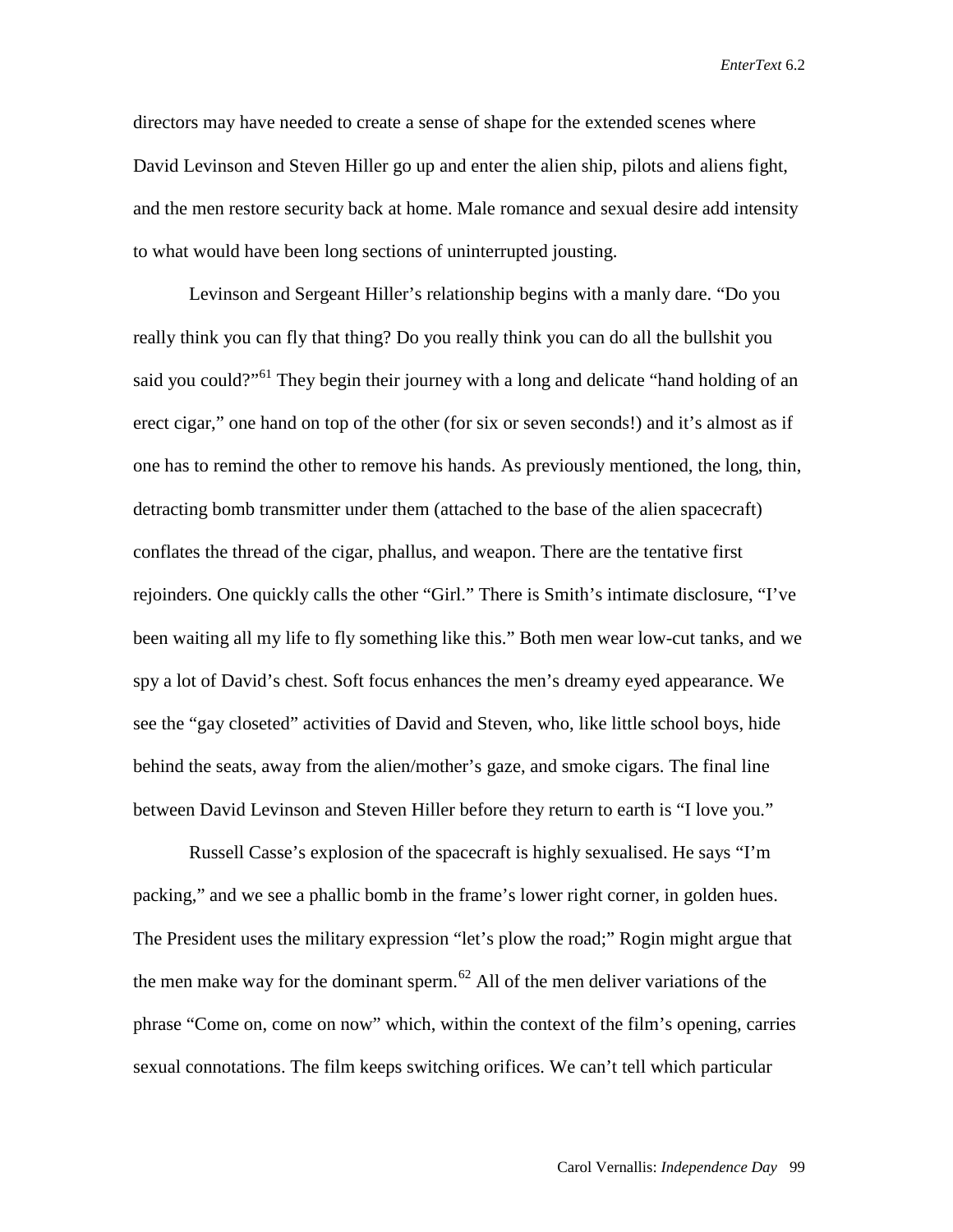directors may have needed to create a sense of shape for the extended scenes where David Levinson and Steven Hiller go up and enter the alien ship, pilots and aliens fight, and the men restore security back at home. Male romance and sexual desire add intensity to what would have been long sections of uninterrupted jousting.

Levinson and Sergeant Hiller's relationship begins with a manly dare. "Do you really think you can fly that thing? Do you really think you can do all the bullshit you said you could?"[61] They begin their journey with a long and delicate "hand holding of an erect cigar," one hand on top of the other (for six or seven seconds!) and it's almost as if one has to remind the other to remove his hands. As previously mentioned, the long, thin, detracting bomb transmitter under them (attached to the base of the alien spacecraft) conflates the thread of the cigar, phallus, and weapon. There are the tentative first rejoinders. One quickly calls the other "Girl." There is Smith's intimate disclosure, "I've been waiting all my life to fly something like this." Both men wear low-cut tanks, and we spy a lot of David's chest. Soft focus enhances the men's dreamy eyed appearance. We see the "gay closeted" activities of David and Steven, who, like little school boys, hide behind the seats, away from the alien/mother's gaze, and smoke cigars. The final line between David Levinson and Steven Hiller before they return to earth is "I love you."

Russell Casse's explosion of the spacecraft is highly sexualised. He says "I'm packing," and we see a phallic bomb in the frame's lower right corner, in golden hues. The President uses the military expression "let's plow the road;" Rogin might argue that the men make way for the dominant sperm.[62] All of the men deliver variations of the phrase "Come on, come on now" which, within the context of the film's opening, carries sexual connotations. The film keeps switching orifices. We can't tell which particular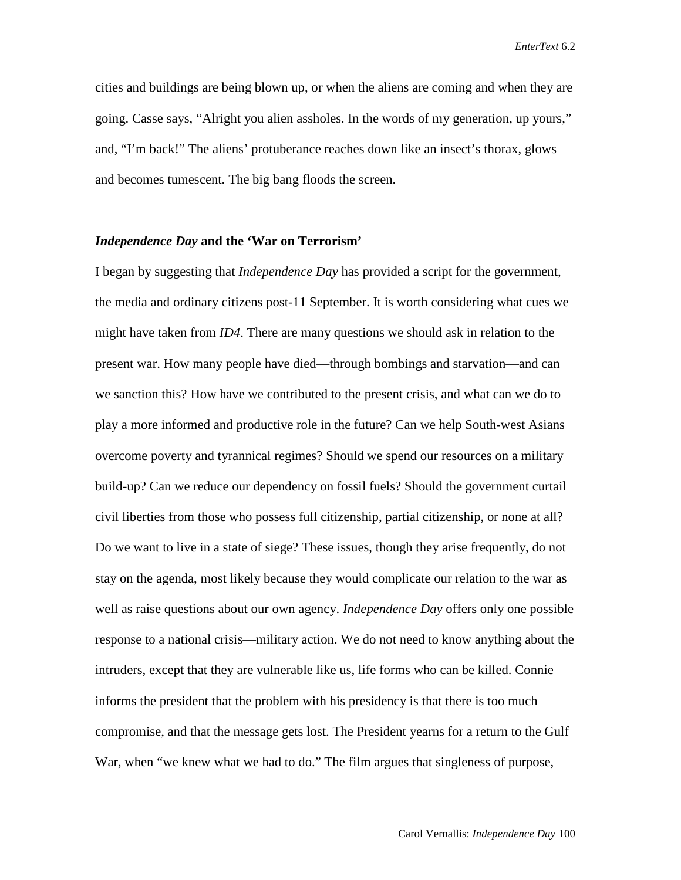cities and buildings are being blown up, or when the aliens are coming and when they are going. Casse says, "Alright you alien assholes. In the words of my generation, up yours," and, "I'm back!" The aliens' protuberance reaches down like an insect's thorax, glows and becomes tumescent. The big bang floods the screen.

### *Independence Day* and the 'War on Terrorism'

I began by suggesting that *Independence Day* has provided a script for the government, the media and ordinary citizens post-11 September. It is worth considering what cues we might have taken from *ID4*. There are many questions we should ask in relation to the present war. How many people have died—through bombings and starvation—and can we sanction this? How have we contributed to the present crisis, and what can we do to play a more informed and productive role in the future? Can we help South-west Asians overcome poverty and tyrannical regimes? Should we spend our resources on a military build-up? Can we reduce our dependency on fossil fuels? Should the government curtail civil liberties from those who possess full citizenship, partial citizenship, or none at all? Do we want to live in a state of siege? These issues, though they arise frequently, do not stay on the agenda, most likely because they would complicate our relation to the war as well as raise questions about our own agency. *Independence Day* offers only one possible response to a national crisis—military action. We do not need to know anything about the intruders, except that they are vulnerable like us, life forms who can be killed. Connie informs the president that the problem with his presidency is that there is too much compromise, and that the message gets lost. The President yearns for a return to the Gulf War, when "we knew what we had to do." The film argues that singleness of purpose,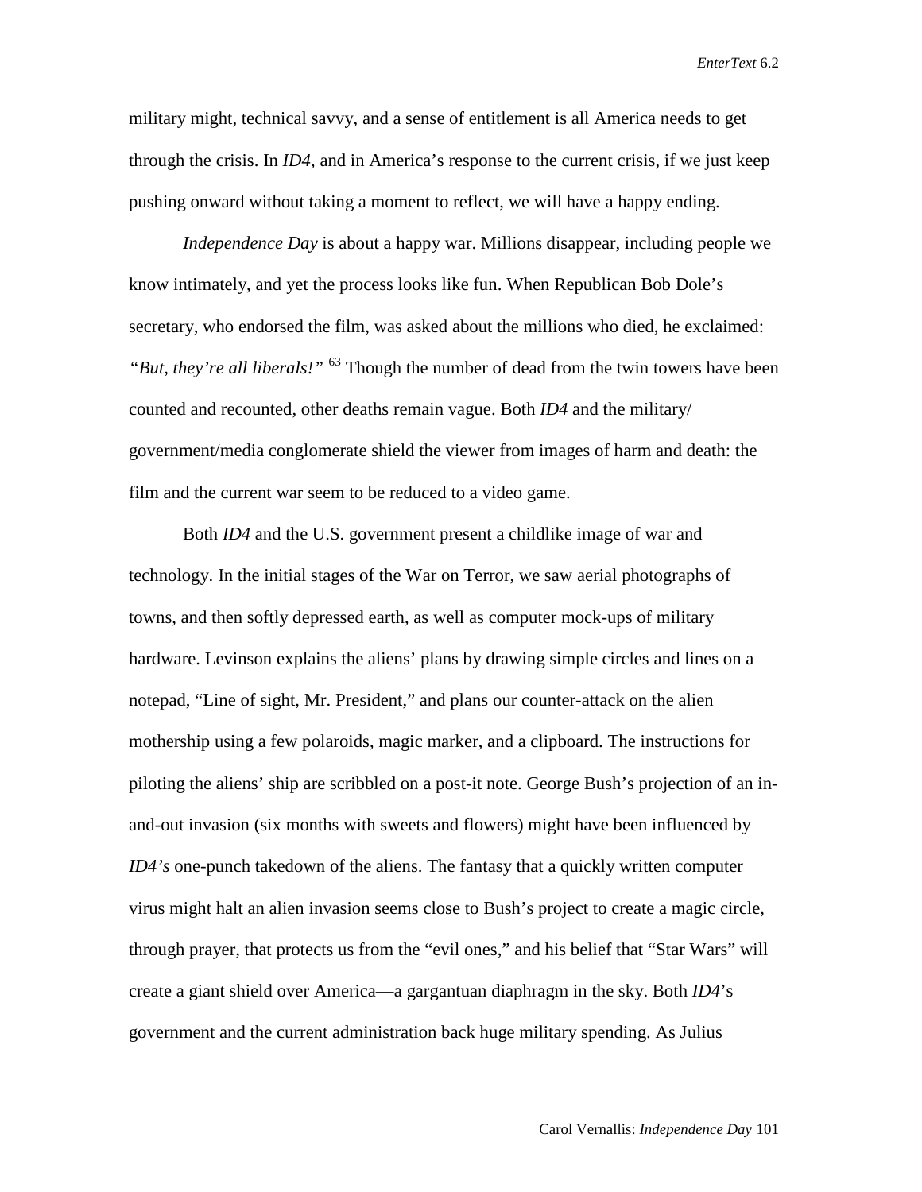military might, technical savvy, and a sense of entitlement is all America needs to get through the crisis. In *ID4*, and in America's response to the current crisis, if we just keep pushing onward without taking a moment to reflect, we will have a happy ending.

*Independence Day* is about a happy war. Millions disappear, including people we know intimately, and yet the process looks like fun. When Republican Bob Dole's secretary, who endorsed the film, was asked about the millions who died, he exclaimed: *"But, they're all liberals!"* [63] Though the number of dead from the twin towers have been counted and recounted, other deaths remain vague. Both *ID4* and the military/government/media conglomerate shield the viewer from images of harm and death: the film and the current war seem to be reduced to a video game.

Both *ID4* and the U.S. government present a childlike image of war and technology. In the initial stages of the War on Terror, we saw aerial photographs of towns, and then softly depressed earth, as well as computer mock-ups of military hardware. Levinson explains the aliens' plans by drawing simple circles and lines on a notepad, "Line of sight, Mr. President," and plans our counter-attack on the alien mothership using a few polaroids, magic marker, and a clipboard. The instructions for piloting the aliens' ship are scribbled on a post-it note. George Bush's projection of an in-and-out invasion (six months with sweets and flowers) might have been influenced by *ID4's* one-punch takedown of the aliens. The fantasy that a quickly written computer virus might halt an alien invasion seems close to Bush's project to create a magic circle, through prayer, that protects us from the "evil ones," and his belief that "Star Wars" will create a giant shield over America—a gargantuan diaphragm in the sky. Both *ID4*'s government and the current administration back huge military spending. As Julius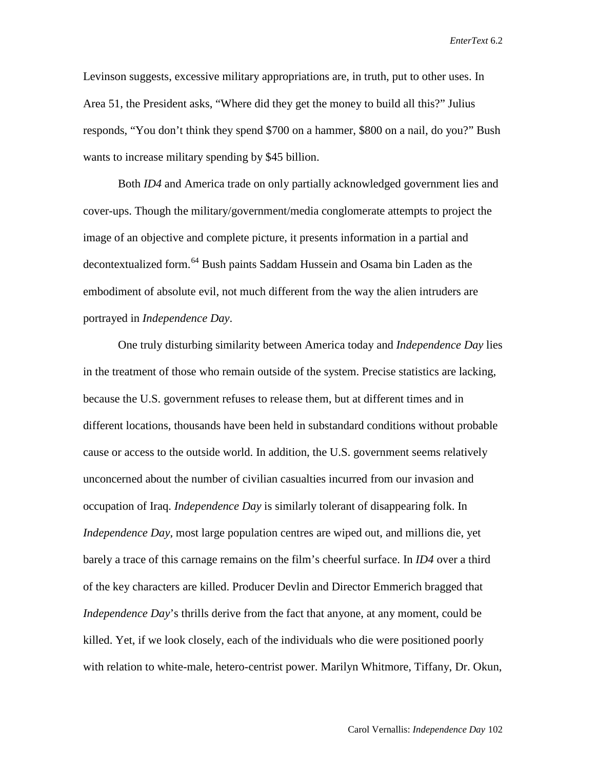Levinson suggests, excessive military appropriations are, in truth, put to other uses. In Area 51, the President asks, “Where did they get the money to build all this?” Julius responds, “You don’t think they spend $700 on a hammer, $800 on a nail, do you?” Bush wants to increase military spending by $45 billion.

Both *ID4* and America trade on only partially acknowledged government lies and cover-ups. Though the military/government/media conglomerate attempts to project the image of an objective and complete picture, it presents information in a partial and decontextualized form.[64] Bush paints Saddam Hussein and Osama bin Laden as the embodiment of absolute evil, not much different from the way the alien intruders are portrayed in *Independence Day*.

One truly disturbing similarity between America today and *Independence Day* lies in the treatment of those who remain outside of the system. Precise statistics are lacking, because the U.S. government refuses to release them, but at different times and in different locations, thousands have been held in substandard conditions without probable cause or access to the outside world. In addition, the U.S. government seems relatively unconcerned about the number of civilian casualties incurred from our invasion and occupation of Iraq. *Independence Day* is similarly tolerant of disappearing folk. In *Independence Day*, most large population centres are wiped out, and millions die, yet barely a trace of this carnage remains on the film’s cheerful surface. In *ID4* over a third of the key characters are killed. Producer Devlin and Director Emmerich bragged that *Independence Day*’s thrills derive from the fact that anyone, at any moment, could be killed. Yet, if we look closely, each of the individuals who die were positioned poorly with relation to white-male, hetero-centrist power. Marilyn Whitmore, Tiffany, Dr. Okun,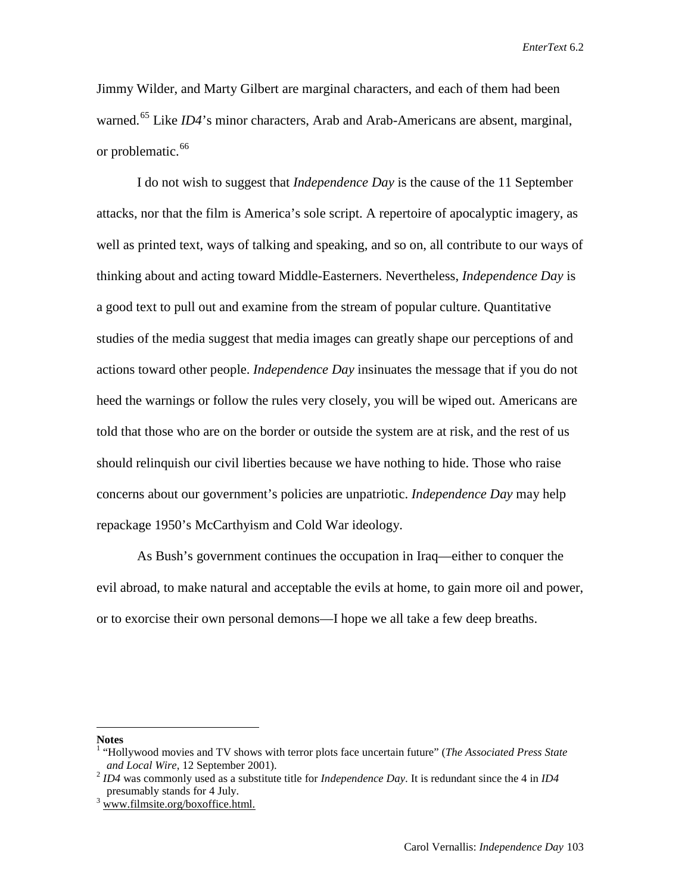Jimmy Wilder, and Marty Gilbert are marginal characters, and each of them had been warned.[65] Like *ID4*'s minor characters, Arab and Arab-Americans are absent, marginal, or problematic.[66]

I do not wish to suggest that *Independence Day* is the cause of the 11 September attacks, nor that the film is America's sole script. A repertoire of apocalyptic imagery, as well as printed text, ways of talking and speaking, and so on, all contribute to our ways of thinking about and acting toward Middle-Easterners. Nevertheless, *Independence Day* is a good text to pull out and examine from the stream of popular culture. Quantitative studies of the media suggest that media images can greatly shape our perceptions of and actions toward other people. *Independence Day* insinuates the message that if you do not heed the warnings or follow the rules very closely, you will be wiped out. Americans are told that those who are on the border or outside the system are at risk, and the rest of us should relinquish our civil liberties because we have nothing to hide. Those who raise concerns about our government's policies are unpatriotic. *Independence Day* may help repackage 1950's McCarthyism and Cold War ideology.

As Bush's government continues the occupation in Iraq—either to conquer the evil abroad, to make natural and acceptable the evils at home, to gain more oil and power, or to exorcise their own personal demons—I hope we all take a few deep breaths.

---

**Notes**

[1] "Hollywood movies and TV shows with terror plots face uncertain future" (*The Associated Press State and Local Wire*, 12 September 2001).

[2] *ID4* was commonly used as a substitute title for *Independence Day*. It is redundant since the 4 in *ID4* presumably stands for 4 July.

[3] www.filmsite.org/boxoffice.html.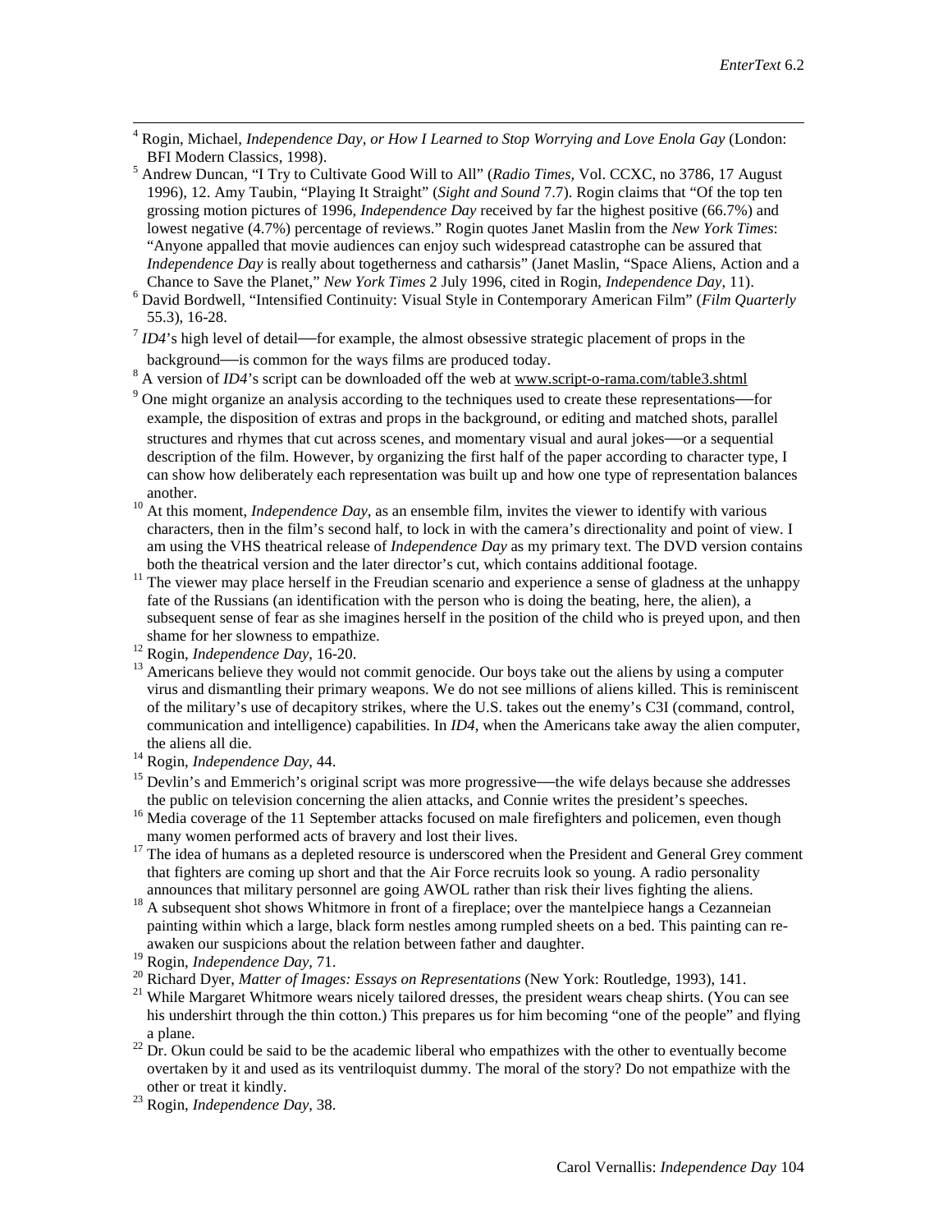[4] Rogin, Michael, *Independence Day, or How I Learned to Stop Worrying and Love Enola Gay* (London: BFI Modern Classics, 1998).

[5] Andrew Duncan, "I Try to Cultivate Good Will to All" (*Radio Times*, Vol. CCXC, no 3786, 17 August 1996), 12. Amy Taubin, "Playing It Straight" (*Sight and Sound* 7.7). Rogin claims that "Of the top ten grossing motion pictures of 1996, *Independence Day* received by far the highest positive (66.7%) and lowest negative (4.7%) percentage of reviews." Rogin quotes Janet Maslin from the *New York Times*: "Anyone appalled that movie audiences can enjoy such widespread catastrophe can be assured that *Independence Day* is really about togetherness and catharsis" (Janet Maslin, "Space Aliens, Action and a Chance to Save the Planet," *New York Times* 2 July 1996, cited in Rogin, *Independence Day*, 11).

[6] David Bordwell, "Intensified Continuity: Visual Style in Contemporary American Film" (*Film Quarterly* 55.3), 16-28.

[7] *ID4*'s high level of detail—for example, the almost obsessive strategic placement of props in the background—is common for the ways films are produced today.

[8] A version of *ID4*'s script can be downloaded off the web at www.script-o-rama.com/table3.shtml

[9] One might organize an analysis according to the techniques used to create these representations—for example, the disposition of extras and props in the background, or editing and matched shots, parallel structures and rhymes that cut across scenes, and momentary visual and aural jokes—or a sequential description of the film. However, by organizing the first half of the paper according to character type, I can show how deliberately each representation was built up and how one type of representation balances another.

[10] At this moment, *Independence Day*, as an ensemble film, invites the viewer to identify with various characters, then in the film's second half, to lock in with the camera's directionality and point of view. I am using the VHS theatrical release of *Independence Day* as my primary text. The DVD version contains both the theatrical version and the later director's cut, which contains additional footage.

[11] The viewer may place herself in the Freudian scenario and experience a sense of gladness at the unhappy fate of the Russians (an identification with the person who is doing the beating, here, the alien), a subsequent sense of fear as she imagines herself in the position of the child who is preyed upon, and then shame for her slowness to empathize.

[12] Rogin, *Independence Day*, 16-20.

[13] Americans believe they would not commit genocide. Our boys take out the aliens by using a computer virus and dismantling their primary weapons. We do not see millions of aliens killed. This is reminiscent of the military's use of decapitory strikes, where the U.S. takes out the enemy's C3I (command, control, communication and intelligence) capabilities. In *ID4*, when the Americans take away the alien computer, the aliens all die.

[14] Rogin, *Independence Day*, 44.

[15] Devlin's and Emmerich's original script was more progressive—the wife delays because she addresses the public on television concerning the alien attacks, and Connie writes the president's speeches.

[16] Media coverage of the 11 September attacks focused on male firefighters and policemen, even though many women performed acts of bravery and lost their lives.

[17] The idea of humans as a depleted resource is underscored when the President and General Grey comment that fighters are coming up short and that the Air Force recruits look so young. A radio personality announces that military personnel are going AWOL rather than risk their lives fighting the aliens.

[18] A subsequent shot shows Whitmore in front of a fireplace; over the mantelpiece hangs a Cezanneian painting within which a large, black form nestles among rumpled sheets on a bed. This painting can re-awaken our suspicions about the relation between father and daughter.

[19] Rogin, *Independence Day*, 71.

[20] Richard Dyer, *Matter of Images: Essays on Representations* (New York: Routledge, 1993), 141.

[21] While Margaret Whitmore wears nicely tailored dresses, the president wears cheap shirts. (You can see his undershirt through the thin cotton.) This prepares us for him becoming "one of the people" and flying a plane.

[22] Dr. Okun could be said to be the academic liberal who empathizes with the other to eventually become overtaken by it and used as its ventriloquist dummy. The moral of the story? Do not empathize with the other or treat it kindly.

[23] Rogin, *Independence Day*, 38.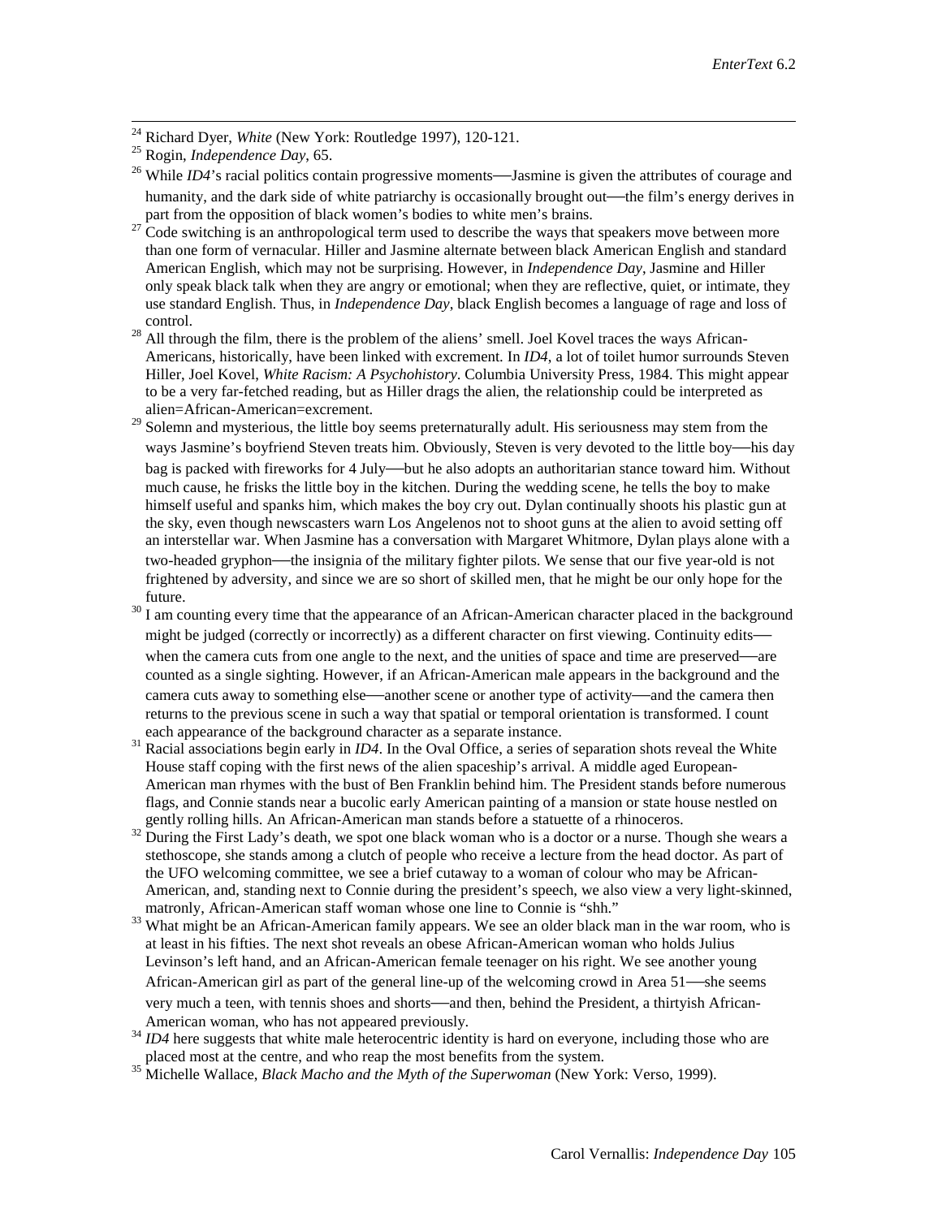[24] Richard Dyer, *White* (New York: Routledge 1997), 120-121.

[25] Rogin, *Independence Day*, 65.

[26] While *ID4*'s racial politics contain progressive moments—Jasmine is given the attributes of courage and humanity, and the dark side of white patriarchy is occasionally brought out—the film's energy derives in part from the opposition of black women's bodies to white men's brains.

[27] Code switching is an anthropological term used to describe the ways that speakers move between more than one form of vernacular. Hiller and Jasmine alternate between black American English and standard American English, which may not be surprising. However, in *Independence Day*, Jasmine and Hiller only speak black talk when they are angry or emotional; when they are reflective, quiet, or intimate, they use standard English. Thus, in *Independence Day*, black English becomes a language of rage and loss of control.

[28] All through the film, there is the problem of the aliens' smell. Joel Kovel traces the ways African-Americans, historically, have been linked with excrement. In *ID4*, a lot of toilet humor surrounds Steven Hiller, Joel Kovel, *White Racism: A Psychohistory*. Columbia University Press, 1984. This might appear to be a very far-fetched reading, but as Hiller drags the alien, the relationship could be interpreted as alien=African-American=excrement.

[29] Solemn and mysterious, the little boy seems preternaturally adult. His seriousness may stem from the ways Jasmine's boyfriend Steven treats him. Obviously, Steven is very devoted to the little boy—his day bag is packed with fireworks for 4 July—but he also adopts an authoritarian stance toward him. Without much cause, he frisks the little boy in the kitchen. During the wedding scene, he tells the boy to make himself useful and spanks him, which makes the boy cry out. Dylan continually shoots his plastic gun at the sky, even though newscasters warn Los Angelenos not to shoot guns at the alien to avoid setting off an interstellar war. When Jasmine has a conversation with Margaret Whitmore, Dylan plays alone with a two-headed gryphon—the insignia of the military fighter pilots. We sense that our five year-old is not frightened by adversity, and since we are so short of skilled men, that he might be our only hope for the future.

[30] I am counting every time that the appearance of an African-American character placed in the background might be judged (correctly or incorrectly) as a different character on first viewing. Continuity edits—when the camera cuts from one angle to the next, and the unities of space and time are preserved—are counted as a single sighting. However, if an African-American male appears in the background and the camera cuts away to something else—another scene or another type of activity—and the camera then returns to the previous scene in such a way that spatial or temporal orientation is transformed. I count each appearance of the background character as a separate instance.

[31] Racial associations begin early in *ID4*. In the Oval Office, a series of separation shots reveal the White House staff coping with the first news of the alien spaceship's arrival. A middle aged European-American man rhymes with the bust of Ben Franklin behind him. The President stands before numerous flags, and Connie stands near a bucolic early American painting of a mansion or state house nestled on gently rolling hills. An African-American man stands before a statuette of a rhinoceros.

[32] During the First Lady's death, we spot one black woman who is a doctor or a nurse. Though she wears a stethoscope, she stands among a clutch of people who receive a lecture from the head doctor. As part of the UFO welcoming committee, we see a brief cutaway to a woman of colour who may be African-American, and, standing next to Connie during the president's speech, we also view a very light-skinned, matronly, African-American staff woman whose one line to Connie is "shh."

[33] What might be an African-American family appears. We see an older black man in the war room, who is at least in his fifties. The next shot reveals an obese African-American woman who holds Julius Levinson's left hand, and an African-American female teenager on his right. We see another young African-American girl as part of the general line-up of the welcoming crowd in Area 51—she seems very much a teen, with tennis shoes and shorts—and then, behind the President, a thirtyish African-American woman, who has not appeared previously.

[34] *ID4* here suggests that white male heterocentric identity is hard on everyone, including those who are placed most at the centre, and who reap the most benefits from the system.

[35] Michelle Wallace, *Black Macho and the Myth of the Superwoman* (New York: Verso, 1999).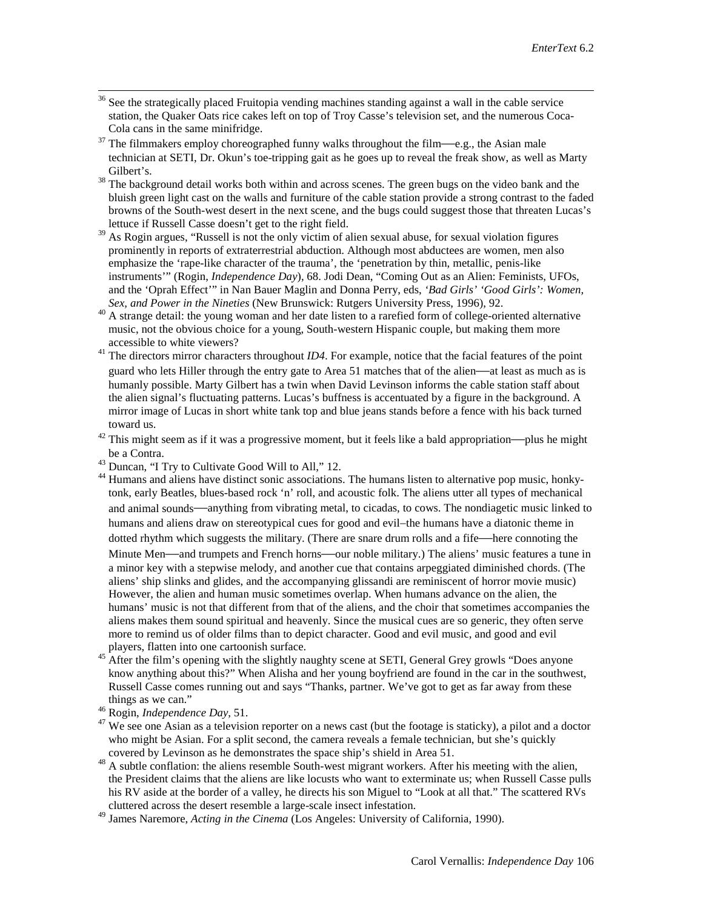[36] See the strategically placed Fruitopia vending machines standing against a wall in the cable service station, the Quaker Oats rice cakes left on top of Troy Casse's television set, and the numerous Coca-Cola cans in the same minifridge.

[37] The filmmakers employ choreographed funny walks throughout the film—e.g., the Asian male technician at SETI, Dr. Okun's toe-tripping gait as he goes up to reveal the freak show, as well as Marty Gilbert's.

[38] The background detail works both within and across scenes. The green bugs on the video bank and the bluish green light cast on the walls and furniture of the cable station provide a strong contrast to the faded browns of the South-west desert in the next scene, and the bugs could suggest those that threaten Lucas's lettuce if Russell Casse doesn't get to the right field.

[39] As Rogin argues, "Russell is not the only victim of alien sexual abuse, for sexual violation figures prominently in reports of extraterrestrial abduction. Although most abductees are women, men also emphasize the 'rape-like character of the trauma', the 'penetration by thin, metallic, penis-like instruments'" (Rogin, *Independence Day*), 68. Jodi Dean, "Coming Out as an Alien: Feminists, UFOs, and the 'Oprah Effect'" in Nan Bauer Maglin and Donna Perry, eds, *'Bad Girls' 'Good Girls': Women, Sex, and Power in the Nineties* (New Brunswick: Rutgers University Press, 1996), 92.

[40] A strange detail: the young woman and her date listen to a rarefied form of college-oriented alternative music, not the obvious choice for a young, South-western Hispanic couple, but making them more accessible to white viewers?

[41] The directors mirror characters throughout *ID4*. For example, notice that the facial features of the point guard who lets Hiller through the entry gate to Area 51 matches that of the alien—at least as much as is humanly possible. Marty Gilbert has a twin when David Levinson informs the cable station staff about the alien signal's fluctuating patterns. Lucas's buffness is accentuated by a figure in the background. A mirror image of Lucas in short white tank top and blue jeans stands before a fence with his back turned toward us.

[42] This might seem as if it was a progressive moment, but it feels like a bald appropriation—plus he might be a Contra.

[43] Duncan, "I Try to Cultivate Good Will to All," 12.

[44] Humans and aliens have distinct sonic associations. The humans listen to alternative pop music, honky-tonk, early Beatles, blues-based rock 'n' roll, and acoustic folk. The aliens utter all types of mechanical and animal sounds—anything from vibrating metal, to cicadas, to cows. The nondiagetic music linked to humans and aliens draw on stereotypical cues for good and evil–the humans have a diatonic theme in dotted rhythm which suggests the military. (There are snare drum rolls and a fife—here connoting the Minute Men—and trumpets and French horns—our noble military.) The aliens' music features a tune in a minor key with a stepwise melody, and another cue that contains arpeggiated diminished chords. (The aliens' ship slinks and glides, and the accompanying glissandi are reminiscent of horror movie music) However, the alien and human music sometimes overlap. When humans advance on the alien, the humans' music is not that different from that of the aliens, and the choir that sometimes accompanies the aliens makes them sound spiritual and heavenly. Since the musical cues are so generic, they often serve more to remind us of older films than to depict character. Good and evil music, and good and evil players, flatten into one cartoonish surface.

[45] After the film's opening with the slightly naughty scene at SETI, General Grey growls "Does anyone know anything about this?" When Alisha and her young boyfriend are found in the car in the southwest, Russell Casse comes running out and says "Thanks, partner. We've got to get as far away from these things as we can."

[46] Rogin, *Independence Day*, 51.

[47] We see one Asian as a television reporter on a news cast (but the footage is staticky), a pilot and a doctor who might be Asian. For a split second, the camera reveals a female technician, but she's quickly covered by Levinson as he demonstrates the space ship's shield in Area 51.

[48] A subtle conflation: the aliens resemble South-west migrant workers. After his meeting with the alien, the President claims that the aliens are like locusts who want to exterminate us; when Russell Casse pulls his RV aside at the border of a valley, he directs his son Miguel to "Look at all that." The scattered RVs cluttered across the desert resemble a large-scale insect infestation.

[49] James Naremore, *Acting in the Cinema* (Los Angeles: University of California, 1990).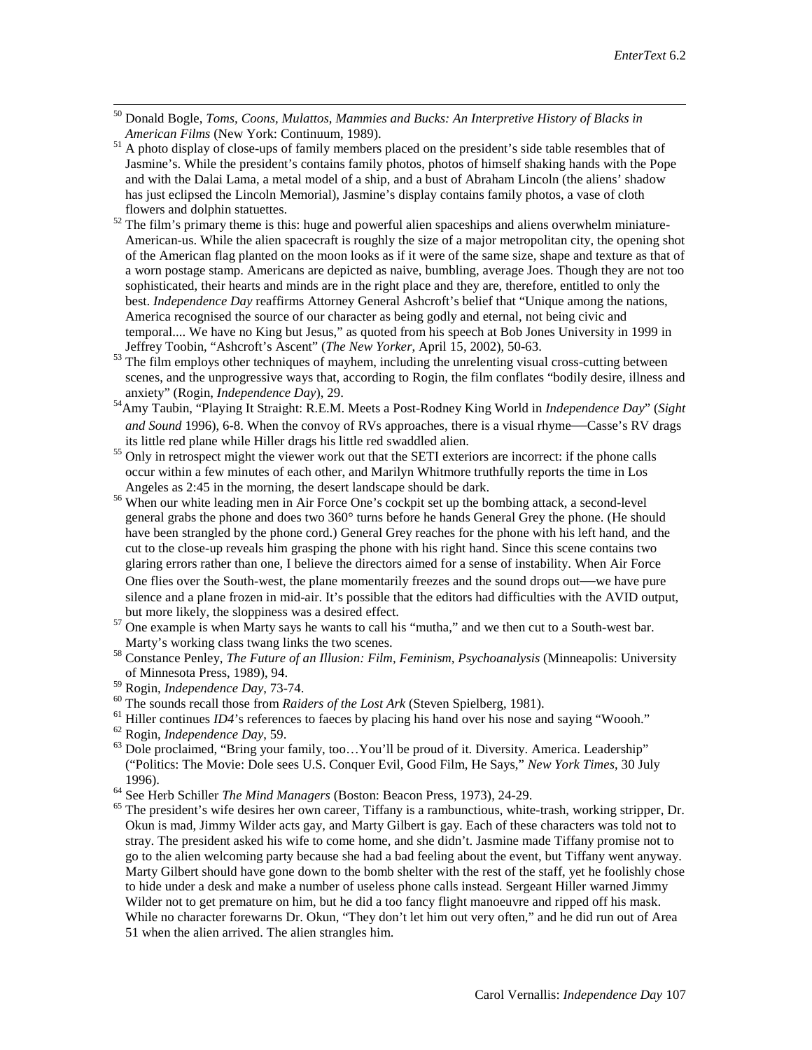[50] Donald Bogle, *Toms, Coons, Mulattos, Mammies and Bucks: An Interpretive History of Blacks in American Films* (New York: Continuum, 1989).

[51] A photo display of close-ups of family members placed on the president's side table resembles that of Jasmine's. While the president's contains family photos, photos of himself shaking hands with the Pope and with the Dalai Lama, a metal model of a ship, and a bust of Abraham Lincoln (the aliens' shadow has just eclipsed the Lincoln Memorial), Jasmine's display contains family photos, a vase of cloth flowers and dolphin statuettes.

[52] The film's primary theme is this: huge and powerful alien spaceships and aliens overwhelm miniature-American-us. While the alien spacecraft is roughly the size of a major metropolitan city, the opening shot of the American flag planted on the moon looks as if it were of the same size, shape and texture as that of a worn postage stamp. Americans are depicted as naive, bumbling, average Joes. Though they are not too sophisticated, their hearts and minds are in the right place and they are, therefore, entitled to only the best. *Independence Day* reaffirms Attorney General Ashcroft's belief that "Unique among the nations, America recognised the source of our character as being godly and eternal, not being civic and temporal.... We have no King but Jesus," as quoted from his speech at Bob Jones University in 1999 in Jeffrey Toobin, "Ashcroft's Ascent" (*The New Yorker*, April 15, 2002), 50-63.

[53] The film employs other techniques of mayhem, including the unrelenting visual cross-cutting between scenes, and the unprogressive ways that, according to Rogin, the film conflates "bodily desire, illness and anxiety" (Rogin, *Independence Day*), 29.

[54] Amy Taubin, "Playing It Straight: R.E.M. Meets a Post-Rodney King World in *Independence Day*" (*Sight and Sound* 1996), 6-8. When the convoy of RVs approaches, there is a visual rhyme—Casse's RV drags its little red plane while Hiller drags his little red swaddled alien.

[55] Only in retrospect might the viewer work out that the SETI exteriors are incorrect: if the phone calls occur within a few minutes of each other, and Marilyn Whitmore truthfully reports the time in Los Angeles as 2:45 in the morning, the desert landscape should be dark.

[56] When our white leading men in Air Force One's cockpit set up the bombing attack, a second-level general grabs the phone and does two 360° turns before he hands General Grey the phone. (He should have been strangled by the phone cord.) General Grey reaches for the phone with his left hand, and the cut to the close-up reveals him grasping the phone with his right hand. Since this scene contains two glaring errors rather than one, I believe the directors aimed for a sense of instability. When Air Force One flies over the South-west, the plane momentarily freezes and the sound drops out—we have pure silence and a plane frozen in mid-air. It's possible that the editors had difficulties with the AVID output, but more likely, the sloppiness was a desired effect.

[57] One example is when Marty says he wants to call his "mutha," and we then cut to a South-west bar. Marty's working class twang links the two scenes.

[58] Constance Penley, *The Future of an Illusion: Film, Feminism, Psychoanalysis* (Minneapolis: University of Minnesota Press, 1989), 94.

[59] Rogin, *Independence Day*, 73-74.

[60] The sounds recall those from *Raiders of the Lost Ark* (Steven Spielberg, 1981).

[61] Hiller continues *ID4*'s references to faeces by placing his hand over his nose and saying "Woooh."

[62] Rogin, *Independence Day*, 59.

[63] Dole proclaimed, "Bring your family, too…You'll be proud of it. Diversity. America. Leadership" ("Politics: The Movie: Dole sees U.S. Conquer Evil, Good Film, He Says," *New York Times*, 30 July 1996).

[64] See Herb Schiller *The Mind Managers* (Boston: Beacon Press, 1973), 24-29.

[65] The president's wife desires her own career, Tiffany is a rambunctious, white-trash, working stripper, Dr. Okun is mad, Jimmy Wilder acts gay, and Marty Gilbert is gay. Each of these characters was told not to stray. The president asked his wife to come home, and she didn't. Jasmine made Tiffany promise not to go to the alien welcoming party because she had a bad feeling about the event, but Tiffany went anyway. Marty Gilbert should have gone down to the bomb shelter with the rest of the staff, yet he foolishly chose to hide under a desk and make a number of useless phone calls instead. Sergeant Hiller warned Jimmy Wilder not to get premature on him, but he did a too fancy flight manoeuvre and ripped off his mask. While no character forewarns Dr. Okun, "They don't let him out very often," and he did run out of Area 51 when the alien arrived. The alien strangles him.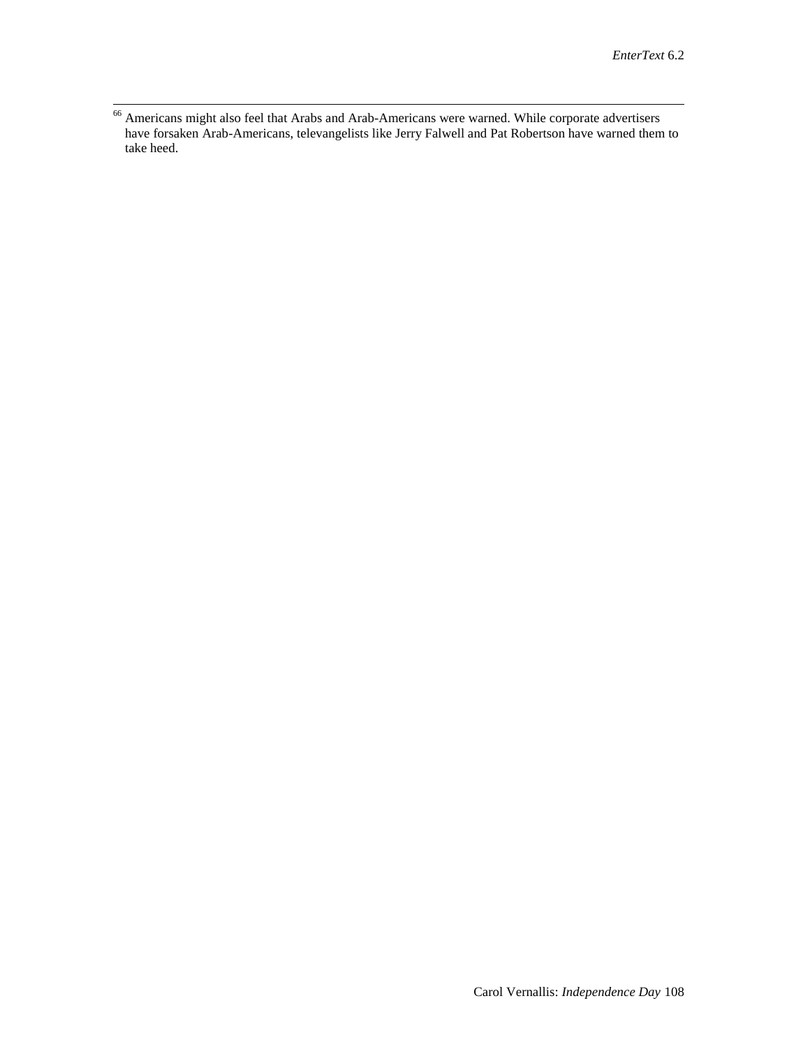[66] Americans might also feel that Arabs and Arab-Americans were warned. While corporate advertisers have forsaken Arab-Americans, televangelists like Jerry Falwell and Pat Robertson have warned them to take heed.